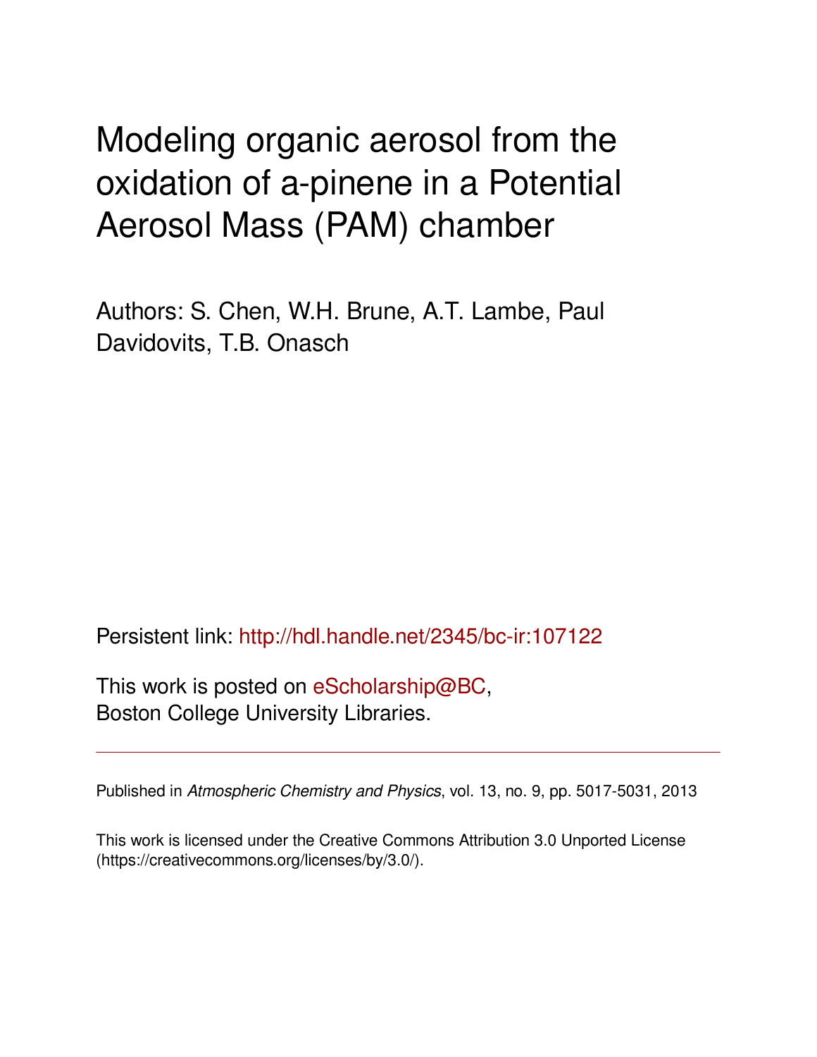# Modeling organic aerosol from the oxidation of a-pinene in a Potential Aerosol Mass (PAM) chamber

Authors: S. Chen, W.H. Brune, A.T. Lambe, Paul Davidovits, T.B. Onasch

Persistent link: http://hdl.handle.net/2345/bc-ir:107122

This work is posted on eScholarship@BC,
Boston College University Libraries.

---

Published in *Atmospheric Chemistry and Physics*, vol. 13, no. 9, pp. 5017-5031, 2013

This work is licensed under the Creative Commons Attribution 3.0 Unported License (https://creativecommons.org/licenses/by/3.0/).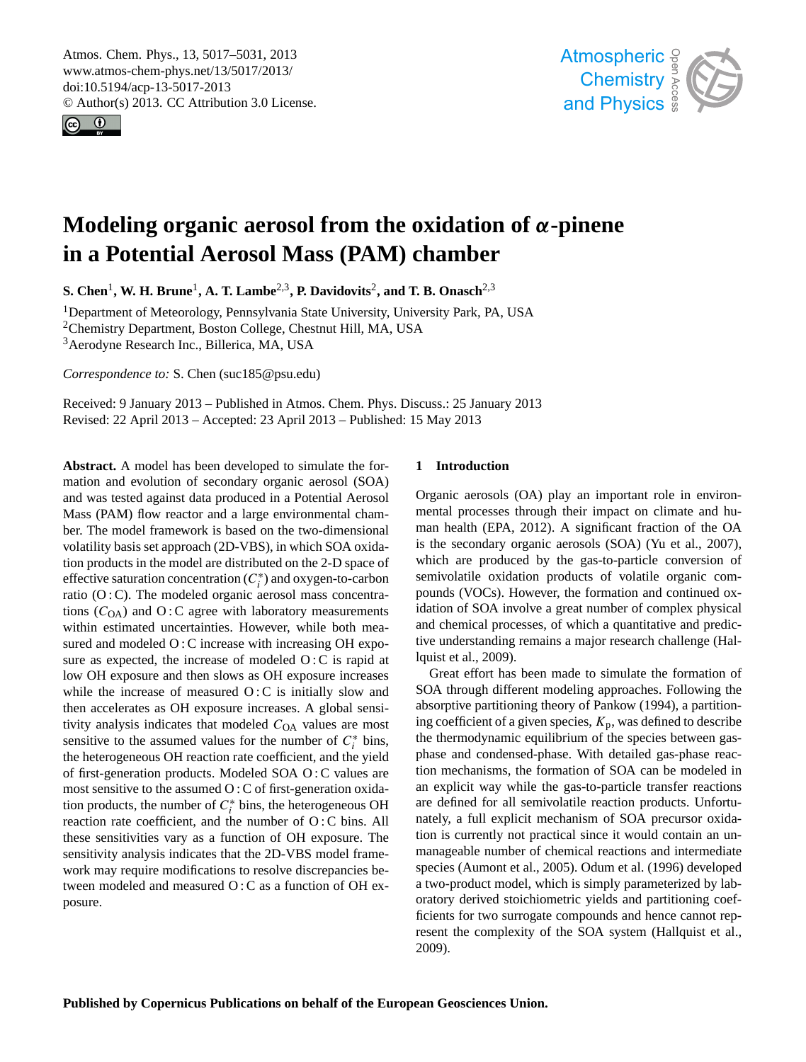# Modeling organic aerosol from the oxidation of $\alpha$-pinene in a Potential Aerosol Mass (PAM) chamber

**S. Chen**[1], **W. H. Brune**[1], **A. T. Lambe**[2,3], **P. Davidovits**[2], **and T. B. Onasch**[2,3]

[1]Department of Meteorology, Pennsylvania State University, University Park, PA, USA

[2]Chemistry Department, Boston College, Chestnut Hill, MA, USA

[3]Aerodyne Research Inc., Billerica, MA, USA

*Correspondence to:* S. Chen (suc185@psu.edu)

Received: 9 January 2013 – Published in Atmos. Chem. Phys. Discuss.: 25 January 2013
Revised: 22 April 2013 – Accepted: 23 April 2013 – Published: 15 May 2013

**Abstract.** A model has been developed to simulate the formation and evolution of secondary organic aerosol (SOA) and was tested against data produced in a Potential Aerosol Mass (PAM) flow reactor and a large environmental chamber. The model framework is based on the two-dimensional volatility basis set approach (2D-VBS), in which SOA oxidation products in the model are distributed on the 2-D space of effective saturation concentration ($C_i^*$) and oxygen-to-carbon ratio (O : C). The modeled organic aerosol mass concentrations ($C_{\text{OA}}$) and O : C agree with laboratory measurements within estimated uncertainties. However, while both measured and modeled O : C increase with increasing OH exposure as expected, the increase of modeled O : C is rapid at low OH exposure and then slows as OH exposure increases while the increase of measured O : C is initially slow and then accelerates as OH exposure increases. A global sensitivity analysis indicates that modeled $C_{\text{OA}}$ values are most sensitive to the assumed values for the number of $C_i^*$ bins, the heterogeneous OH reaction rate coefficient, and the yield of first-generation products. Modeled SOA O : C values are most sensitive to the assumed O : C of first-generation oxidation products, the number of $C_i^*$ bins, the heterogeneous OH reaction rate coefficient, and the number of O : C bins. All these sensitivities vary as a function of OH exposure. The sensitivity analysis indicates that the 2D-VBS model framework may require modifications to resolve discrepancies between modeled and measured O : C as a function of OH exposure.

## 1 Introduction

Organic aerosols (OA) play an important role in environmental processes through their impact on climate and human health (EPA, 2012). A significant fraction of the OA is the secondary organic aerosols (SOA) (Yu et al., 2007), which are produced by the gas-to-particle conversion of semivolatile oxidation products of volatile organic compounds (VOCs). However, the formation and continued oxidation of SOA involve a great number of complex physical and chemical processes, of which a quantitative and predictive understanding remains a major research challenge (Hallquist et al., 2009).

Great effort has been made to simulate the formation of SOA through different modeling approaches. Following the absorptive partitioning theory of Pankow (1994), a partitioning coefficient of a given species, $K_{\text{p}}$, was defined to describe the thermodynamic equilibrium of the species between gas-phase and condensed-phase. With detailed gas-phase reaction mechanisms, the formation of SOA can be modeled in an explicit way while the gas-to-particle transfer reactions are defined for all semivolatile reaction products. Unfortunately, a full explicit mechanism of SOA precursor oxidation is currently not practical since it would contain an unmanageable number of chemical reactions and intermediate species (Aumont et al., 2005). Odum et al. (1996) developed a two-product model, which is simply parameterized by laboratory derived stoichiometric yields and partitioning coefficients for two surrogate compounds and hence cannot represent the complexity of the SOA system (Hallquist et al., 2009).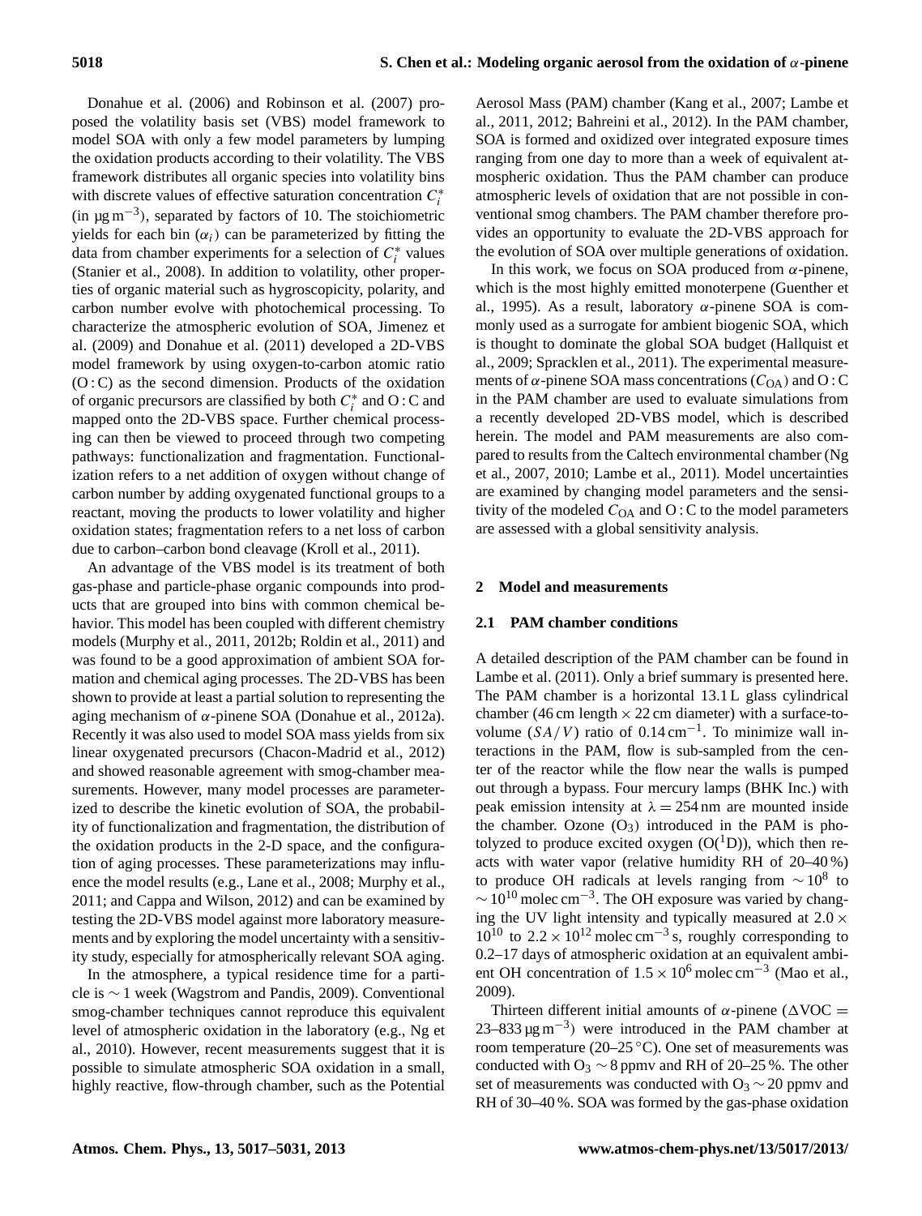Donahue et al. (2006) and Robinson et al. (2007) proposed the volatility basis set (VBS) model framework to model SOA with only a few model parameters by lumping the oxidation products according to their volatility. The VBS framework distributes all organic species into volatility bins with discrete values of effective saturation concentration $C_i^*$ (in $\mu g\,m^{-3}$), separated by factors of 10. The stoichiometric yields for each bin ($\alpha_i$) can be parameterized by fitting the data from chamber experiments for a selection of $C_i^*$ values (Stanier et al., 2008). In addition to volatility, other properties of organic material such as hygroscopicity, polarity, and carbon number evolve with photochemical processing. To characterize the atmospheric evolution of SOA, Jimenez et al. (2009) and Donahue et al. (2011) developed a 2D-VBS model framework by using oxygen-to-carbon atomic ratio (O : C) as the second dimension. Products of the oxidation of organic precursors are classified by both $C_i^*$ and O : C and mapped onto the 2D-VBS space. Further chemical processing can then be viewed to proceed through two competing pathways: functionalization and fragmentation. Functionalization refers to a net addition of oxygen without change of carbon number by adding oxygenated functional groups to a reactant, moving the products to lower volatility and higher oxidation states; fragmentation refers to a net loss of carbon due to carbon–carbon bond cleavage (Kroll et al., 2011).

An advantage of the VBS model is its treatment of both gas-phase and particle-phase organic compounds into products that are grouped into bins with common chemical behavior. This model has been coupled with different chemistry models (Murphy et al., 2011, 2012b; Roldin et al., 2011) and was found to be a good approximation of ambient SOA formation and chemical aging processes. The 2D-VBS has been shown to provide at least a partial solution to representing the aging mechanism of $\alpha$-pinene SOA (Donahue et al., 2012a). Recently it was also used to model SOA mass yields from six linear oxygenated precursors (Chacon-Madrid et al., 2012) and showed reasonable agreement with smog-chamber measurements. However, many model processes are parameterized to describe the kinetic evolution of SOA, the probability of functionalization and fragmentation, the distribution of the oxidation products in the 2-D space, and the configuration of aging processes. These parameterizations may influence the model results (e.g., Lane et al., 2008; Murphy et al., 2011; and Cappa and Wilson, 2012) and can be examined by testing the 2D-VBS model against more laboratory measurements and by exploring the model uncertainty with a sensitivity study, especially for atmospherically relevant SOA aging.

In the atmosphere, a typical residence time for a particle is $\sim 1$ week (Wagstrom and Pandis, 2009). Conventional smog-chamber techniques cannot reproduce this equivalent level of atmospheric oxidation in the laboratory (e.g., Ng et al., 2010). However, recent measurements suggest that it is possible to simulate atmospheric SOA oxidation in a small, highly reactive, flow-through chamber, such as the Potential Aerosol Mass (PAM) chamber (Kang et al., 2007; Lambe et al., 2011, 2012; Bahreini et al., 2012). In the PAM chamber, SOA is formed and oxidized over integrated exposure times ranging from one day to more than a week of equivalent atmospheric oxidation. Thus the PAM chamber can produce atmospheric levels of oxidation that are not possible in conventional smog chambers. The PAM chamber therefore provides an opportunity to evaluate the 2D-VBS approach for the evolution of SOA over multiple generations of oxidation.

In this work, we focus on SOA produced from $\alpha$-pinene, which is the most highly emitted monoterpene (Guenther et al., 1995). As a result, laboratory $\alpha$-pinene SOA is commonly used as a surrogate for ambient biogenic SOA, which is thought to dominate the global SOA budget (Hallquist et al., 2009; Spracklen et al., 2011). The experimental measurements of $\alpha$-pinene SOA mass concentrations ($C_{OA}$) and O : C in the PAM chamber are used to evaluate simulations from a recently developed 2D-VBS model, which is described herein. The model and PAM measurements are also compared to results from the Caltech environmental chamber (Ng et al., 2007, 2010; Lambe et al., 2011). Model uncertainties are examined by changing model parameters and the sensitivity of the modeled $C_{OA}$ and O : C to the model parameters are assessed with a global sensitivity analysis.

## 2 Model and measurements

### 2.1 PAM chamber conditions

A detailed description of the PAM chamber can be found in Lambe et al. (2011). Only a brief summary is presented here. The PAM chamber is a horizontal 13.1 L glass cylindrical chamber (46 cm length $\times$ 22 cm diameter) with a surface-to-volume ($SA/V$) ratio of $0.14\,cm^{-1}$. To minimize wall interactions in the PAM, flow is sub-sampled from the center of the reactor while the flow near the walls is pumped out through a bypass. Four mercury lamps (BHK Inc.) with peak emission intensity at $\lambda = 254$ nm are mounted inside the chamber. Ozone ($O_3$) introduced in the PAM is photolyzed to produce excited oxygen ($O(^1D)$), which then reacts with water vapor (relative humidity RH of 20–40 %) to produce OH radicals at levels ranging from $\sim 10^8$ to $\sim 10^{10}$ molec $cm^{-3}$. The OH exposure was varied by changing the UV light intensity and typically measured at $2.0 \times 10^{10}$ to $2.2 \times 10^{12}$ molec $cm^{-3}$ s, roughly corresponding to 0.2–17 days of atmospheric oxidation at an equivalent ambient OH concentration of $1.5 \times 10^6$ molec $cm^{-3}$ (Mao et al., 2009).

Thirteen different initial amounts of $\alpha$-pinene ($\Delta VOC = 23$–$833\,\mu g\,m^{-3}$) were introduced in the PAM chamber at room temperature (20–25 °C). One set of measurements was conducted with $O_3 \sim 8$ ppmv and RH of 20–25 %. The other set of measurements was conducted with $O_3 \sim 20$ ppmv and RH of 30–40 %. SOA was formed by the gas-phase oxidation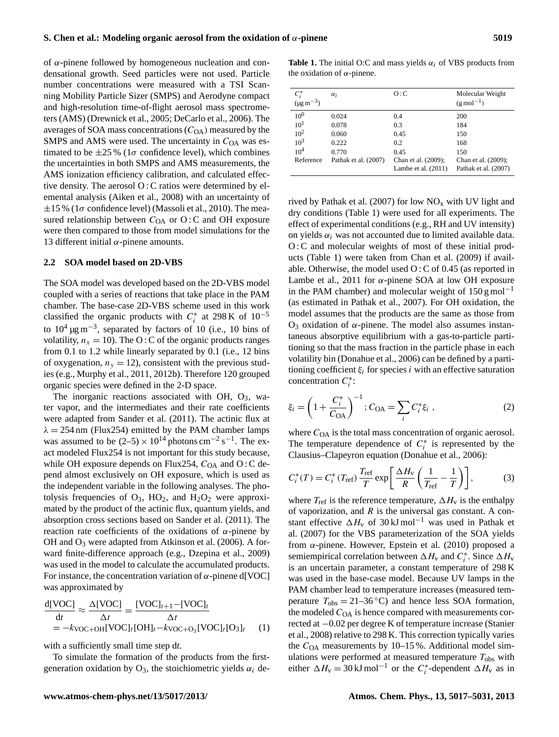of $\alpha$-pinene followed by homogeneous nucleation and condensational growth. Seed particles were not used. Particle number concentrations were measured with a TSI Scanning Mobility Particle Sizer (SMPS) and Aerodyne compact and high-resolution time-of-flight aerosol mass spectrometers (AMS) (Drewnick et al., 2005; DeCarlo et al., 2006). The averages of SOA mass concentrations ($C_{OA}$) measured by the SMPS and AMS were used. The uncertainty in $C_{OA}$ was estimated to be $\pm25$ % ($1\sigma$ confidence level), which combines the uncertainties in both SMPS and AMS measurements, the AMS ionization efficiency calibration, and calculated effective density. The aerosol O : C ratios were determined by elemental analysis (Aiken et al., 2008) with an uncertainty of $\pm15$ % ($1\sigma$ confidence level) (Massoli et al., 2010). The measured relationship between $C_{OA}$ or O : C and OH exposure were then compared to those from model simulations for the 13 different initial $\alpha$-pinene amounts.

### 2.2 SOA model based on 2D-VBS

The SOA model was developed based on the 2D-VBS model coupled with a series of reactions that take place in the PAM chamber. The base-case 2D-VBS scheme used in this work classified the organic products with $C_i^*$ at 298 K of $10^{-5}$ to $10^4$ $\mu g\,m^{-3}$, separated by factors of 10 (i.e., 10 bins of volatility, $n_x = 10$). The O : C of the organic products ranges from 0.1 to 1.2 while linearly separated by 0.1 (i.e., 12 bins of oxygenation, $n_y = 12$), consistent with the previous studies (e.g., Murphy et al., 2011, 2012b). Therefore 120 grouped organic species were defined in the 2-D space.

The inorganic reactions associated with OH, $O_3$, water vapor, and the intermediates and their rate coefficients were adapted from Sander et al. (2011). The actinic flux at $\lambda = 254$ nm (Flux254) emitted by the PAM chamber lamps was assumed to be $(2\text{–}5) \times 10^{14}$ photons $cm^{-2}\,s^{-1}$. The exact modeled Flux254 is not important for this study because, while OH exposure depends on Flux254, $C_{OA}$ and O : C depend almost exclusively on OH exposure, which is used as the independent variable in the following analyses. The photolysis frequencies of $O_3$, $HO_2$, and $H_2O_2$ were approximated by the product of the actinic flux, quantum yields, and absorption cross sections based on Sander et al. (2011). The reaction rate coefficients of the oxidations of $\alpha$-pinene by OH and $O_3$ were adapted from Atkinson et al. (2006). A forward finite-difference approach (e.g., Dzepina et al., 2009) was used in the model to calculate the accumulated products. For instance, the concentration variation of $\alpha$-pinene d[VOC] was approximated by

$$\frac{d[\text{VOC}]}{dt} \approx \frac{\Delta[\text{VOC}]}{\Delta t} = \frac{[\text{VOC}]_{t+1} - [\text{VOC}]_t}{\Delta t} = -k_{\text{VOC+OH}}[\text{VOC}]_t[\text{OH}]_t - k_{\text{VOC+O}_3}[\text{VOC}]_t[\text{O}_3]_t \quad (1)$$

with a sufficiently small time step d$t$.

To simulate the formation of the products from the first-generation oxidation by $O_3$, the stoichiometric yields $\alpha_i$ derived by Pathak et al. (2007) for low $NO_x$ with UV light and dry conditions (Table 1) were used for all experiments. The effect of experimental conditions (e.g., RH and UV intensity) on yields $\alpha_i$ was not accounted due to limited available data. O : C and molecular weights of most of these initial products (Table 1) were taken from Chan et al. (2009) if available. Otherwise, the model used O : C of 0.45 (as reported in Lambe et al., 2011 for $\alpha$-pinene SOA at low OH exposure in the PAM chamber) and molecular weight of 150 $g\,mol^{-1}$ (as estimated in Pathak et al., 2007). For OH oxidation, the model assumes that the products are the same as those from $O_3$ oxidation of $\alpha$-pinene. The model also assumes instantaneous absorptive equilibrium with a gas-to-particle partitioning so that the mass fraction in the particle phase in each volatility bin (Donahue et al., 2006) can be defined by a partitioning coefficient $\xi_i$ for species $i$ with an effective saturation concentration $C_i^*$:

$$\xi_i = \left(1 + \frac{C_i^*}{C_{\text{OA}}}\right)^{-1};\; C_{\text{OA}} = \sum_i C_i^* \xi_i \;, \quad (2)$$

where $C_{OA}$ is the total mass concentration of organic aerosol. The temperature dependence of $C_i^*$ is represented by the Clausius–Clapeyron equation (Donahue et al., 2006):

$$C_i^*(T) = C_i^*(T_{\text{ref}})\frac{T_{\text{ref}}}{T}\exp\left[\frac{\Delta H_{\text{v}}}{R}\left(\frac{1}{T_{\text{ref}}} - \frac{1}{T}\right)\right], \quad (3)$$

where $T_{ref}$ is the reference temperature, $\Delta H_v$ is the enthalpy of vaporization, and $R$ is the universal gas constant. A constant effective $\Delta H_v$ of 30 $kJ\,mol^{-1}$ was used in Pathak et al. (2007) for the VBS parameterization of the SOA yields from $\alpha$-pinene. However, Epstein et al. (2010) proposed a semiempirical correlation between $\Delta H_v$ and $C_i^*$. Since $\Delta H_v$ is an uncertain parameter, a constant temperature of 298 K was used in the base-case model. Because UV lamps in the PAM chamber lead to temperature increases (measured temperature $T_{obs} = 21\text{–}36\,^\circ C$) and hence less SOA formation, the modeled $C_{OA}$ is hence compared with measurements corrected at $-0.02$ per degree K of temperature increase (Stanier et al., 2008) relative to 298 K. This correction typically varies the $C_{OA}$ measurements by 10–15 %. Additional model simulations were performed at measured temperature $T_{obs}$ with either $\Delta H_v = 30$ $kJ\,mol^{-1}$ or the $C_i^*$-dependent $\Delta H_v$ as in

**Table 1.** The initial O:C and mass yields $\alpha_i$ of VBS products from the oxidation of $\alpha$-pinene.

| $C_i^*$ ($\mu g\,m^{-3}$) | $\alpha_i$ | O : C | Molecular Weight ($g\,mol^{-1}$) |
|---|---|---|---|
| $10^0$ | 0.024 | 0.4 | 200 |
| $10^1$ | 0.078 | 0.3 | 184 |
| $10^2$ | 0.060 | 0.45 | 150 |
| $10^3$ | 0.222 | 0.2 | 168 |
| $10^4$ | 0.770 | 0.45 | 150 |
| Reference | Pathak et al. (2007) | Chan et al. (2009); Lambe et al. (2011) | Chan et al. (2009); Pathak et al. (2007) |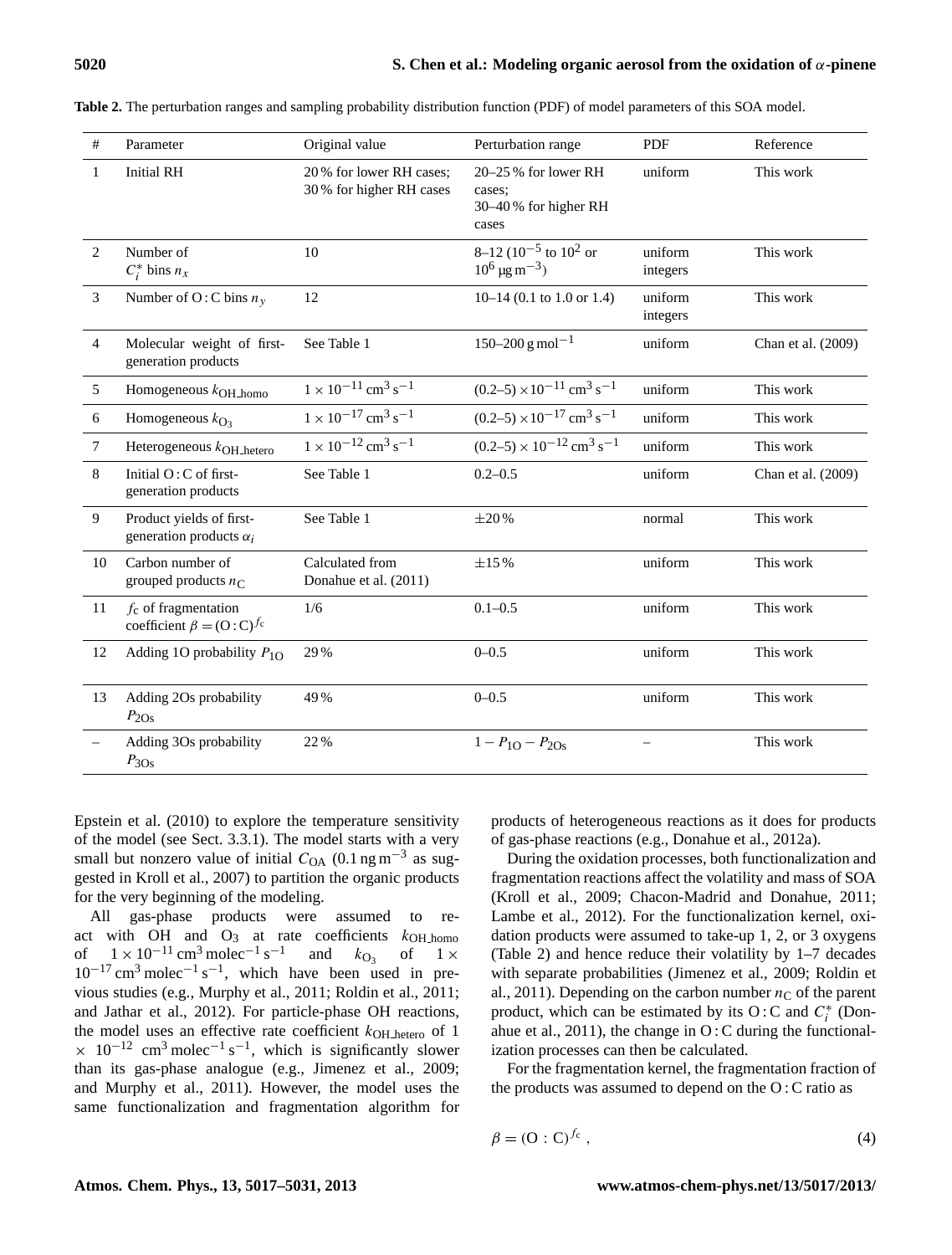**Table 2.** The perturbation ranges and sampling probability distribution function (PDF) of model parameters of this SOA model.

| # | Parameter | Original value | Perturbation range | PDF | Reference |
|---|---|---|---|---|---|
| 1 | Initial RH | 20 % for lower RH cases; 30 % for higher RH cases | 20–25 % for lower RH cases; 30–40 % for higher RH cases | uniform | This work |
| 2 | Number of $C_i^*$ bins $n_x$ | 10 | 8–12 ($10^{-5}$ to $10^{2}$ or $10^{6}$ µg m$^{-3}$) | uniform integers | This work |
| 3 | Number of O : C bins $n_y$ | 12 | 10–14 (0.1 to 1.0 or 1.4) | uniform integers | This work |
| 4 | Molecular weight of first-generation products | See Table 1 | 150–200 g mol$^{-1}$ | uniform | Chan et al. (2009) |
| 5 | Homogeneous $k_{\mathrm{OH\_homo}}$ | $1 \times 10^{-11}$ cm$^3$ s$^{-1}$ | (0.2–5) $\times 10^{-11}$ cm$^3$ s$^{-1}$ | uniform | This work |
| 6 | Homogeneous $k_{\mathrm{O_3}}$ | $1 \times 10^{-17}$ cm$^3$ s$^{-1}$ | (0.2–5) $\times 10^{-17}$ cm$^3$ s$^{-1}$ | uniform | This work |
| 7 | Heterogeneous $k_{\mathrm{OH\_hetero}}$ | $1 \times 10^{-12}$ cm$^3$ s$^{-1}$ | (0.2–5) $\times 10^{-12}$ cm$^3$ s$^{-1}$ | uniform | This work |
| 8 | Initial O : C of first-generation products | See Table 1 | 0.2–0.5 | uniform | Chan et al. (2009) |
| 9 | Product yields of first-generation products $\alpha_i$ | See Table 1 | ±20 % | normal | This work |
| 10 | Carbon number of grouped products $n_{\mathrm{C}}$ | Calculated from Donahue et al. (2011) | ±15 % | uniform | This work |
| 11 | $f_{\mathrm{c}}$ of fragmentation coefficient $\beta = (\mathrm{O:C})^{f_{\mathrm{c}}}$ | 1/6 | 0.1–0.5 | uniform | This work |
| 12 | Adding 1O probability $P_{\mathrm{1O}}$ | 29 % | 0–0.5 | uniform | This work |
| 13 | Adding 2Os probability $P_{\mathrm{2Os}}$ | 49 % | 0–0.5 | uniform | This work |
| – | Adding 3Os probability $P_{\mathrm{3Os}}$ | 22 % | $1 - P_{\mathrm{1O}} - P_{\mathrm{2Os}}$ | – | This work |

Epstein et al. (2010) to explore the temperature sensitivity of the model (see Sect. 3.3.1). The model starts with a very small but nonzero value of initial $C_{\mathrm{OA}}$ (0.1 ng m$^{-3}$ as suggested in Kroll et al., 2007) to partition the organic products for the very beginning of the modeling.

All gas-phase products were assumed to react with OH and $O_3$ at rate coefficients $k_{\mathrm{OH\_homo}}$ of $1 \times 10^{-11}$ cm$^3$ molec$^{-1}$ s$^{-1}$ and $k_{\mathrm{O_3}}$ of $1 \times 10^{-17}$ cm$^3$ molec$^{-1}$ s$^{-1}$, which have been used in previous studies (e.g., Murphy et al., 2011; Roldin et al., 2011; and Jathar et al., 2012). For particle-phase OH reactions, the model uses an effective rate coefficient $k_{\mathrm{OH\_hetero}}$ of $1 \times 10^{-12}$ cm$^3$ molec$^{-1}$ s$^{-1}$, which is significantly slower than its gas-phase analogue (e.g., Jimenez et al., 2009; and Murphy et al., 2011). However, the model uses the same functionalization and fragmentation algorithm for products of heterogeneous reactions as it does for products of gas-phase reactions (e.g., Donahue et al., 2012a).

During the oxidation processes, both functionalization and fragmentation reactions affect the volatility and mass of SOA (Kroll et al., 2009; Chacon-Madrid and Donahue, 2011; Lambe et al., 2012). For the functionalization kernel, oxidation products were assumed to take-up 1, 2, or 3 oxygens (Table 2) and hence reduce their volatility by 1–7 decades with separate probabilities (Jimenez et al., 2009; Roldin et al., 2011). Depending on the carbon number $n_{\mathrm{C}}$ of the parent product, which can be estimated by its O : C and $C_i^*$ (Donahue et al., 2011), the change in O : C during the functionalization processes can then be calculated.

For the fragmentation kernel, the fragmentation fraction of the products was assumed to depend on the O : C ratio as

$$\beta = (\mathrm{O : C})^{f_{\mathrm{c}}}, \tag{4}$$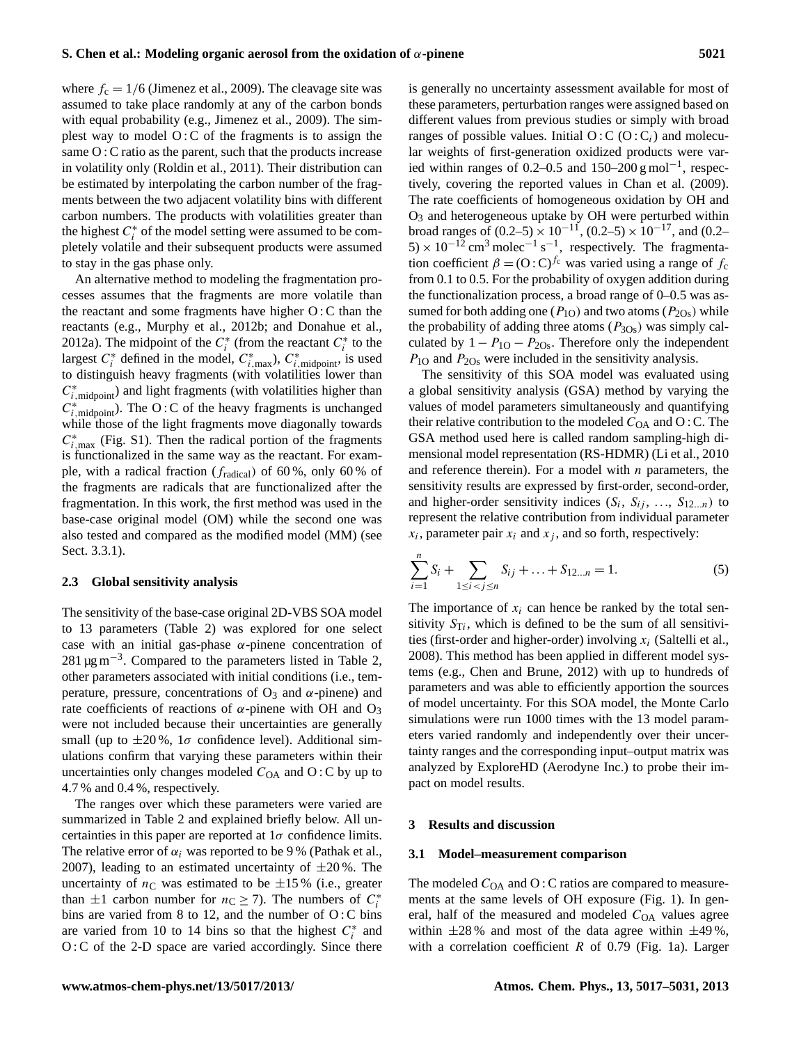where $f_c = 1/6$ (Jimenez et al., 2009). The cleavage site was assumed to take place randomly at any of the carbon bonds with equal probability (e.g., Jimenez et al., 2009). The simplest way to model O : C of the fragments is to assign the same O : C ratio as the parent, such that the products increase in volatility only (Roldin et al., 2011). Their distribution can be estimated by interpolating the carbon number of the fragments between the two adjacent volatility bins with different carbon numbers. The products with volatilities greater than the highest $C_i^*$ of the model setting were assumed to be completely volatile and their subsequent products were assumed to stay in the gas phase only.

An alternative method to modeling the fragmentation processes assumes that the fragments are more volatile than the reactant and some fragments have higher O : C than the reactants (e.g., Murphy et al., 2012b; and Donahue et al., 2012a). The midpoint of the $C_i^*$ (from the reactant $C_i^*$ to the largest $C_i^*$ defined in the model, $C_{i,\text{max}}^*$), $C_{i,\text{midpoint}}^*$, is used to distinguish heavy fragments (with volatilities lower than $C_{i,\text{midpoint}}^*$) and light fragments (with volatilities higher than $C_{i,\text{midpoint}}^*$). The O : C of the heavy fragments is unchanged while those of the light fragments move diagonally towards $C_{i,\text{max}}^*$ (Fig. S1). Then the radical portion of the fragments is functionalized in the same way as the reactant. For example, with a radical fraction ($f_{\text{radical}}$) of 60 %, only 60 % of the fragments are radicals that are functionalized after the fragmentation. In this work, the first method was used in the base-case original model (OM) while the second one was also tested and compared as the modified model (MM) (see Sect. 3.3.1).

### 2.3 Global sensitivity analysis

The sensitivity of the base-case original 2D-VBS SOA model to 13 parameters (Table 2) was explored for one select case with an initial gas-phase $\alpha$-pinene concentration of 281 µg m$^{-3}$. Compared to the parameters listed in Table 2, other parameters associated with initial conditions (i.e., temperature, pressure, concentrations of $O_3$ and $\alpha$-pinene) and rate coefficients of reactions of $\alpha$-pinene with OH and $O_3$ were not included because their uncertainties are generally small (up to ±20 %, 1$\sigma$ confidence level). Additional simulations confirm that varying these parameters within their uncertainties only changes modeled $C_{\text{OA}}$ and O : C by up to 4.7 % and 0.4 %, respectively.

The ranges over which these parameters were varied are summarized in Table 2 and explained briefly below. All uncertainties in this paper are reported at 1$\sigma$ confidence limits. The relative error of $\alpha_i$ was reported to be 9 % (Pathak et al., 2007), leading to an estimated uncertainty of ±20 %. The uncertainty of $n_C$ was estimated to be ±15 % (i.e., greater than ±1 carbon number for $n_C \geq 7$). The numbers of $C_i^*$ bins are varied from 8 to 12, and the number of O : C bins are varied from 10 to 14 bins so that the highest $C_i^*$ and O : C of the 2-D space are varied accordingly. Since there is generally no uncertainty assessment available for most of these parameters, perturbation ranges were assigned based on different values from previous studies or simply with broad ranges of possible values. Initial O : C (O : C$_i$) and molecular weights of first-generation oxidized products were varied within ranges of 0.2–0.5 and 150–200 g mol$^{-1}$, respectively, covering the reported values in Chan et al. (2009). The rate coefficients of homogeneous oxidation by OH and $O_3$ and heterogeneous uptake by OH were perturbed within broad ranges of $(0.2–5) \times 10^{-11}$, $(0.2–5) \times 10^{-17}$, and $(0.2–5) \times 10^{-12}$ cm$^3$ molec$^{-1}$ s$^{-1}$, respectively. The fragmentation coefficient $\beta = (\text{O:C})^{f_c}$ was varied using a range of $f_c$ from 0.1 to 0.5. For the probability of oxygen addition during the functionalization process, a broad range of 0–0.5 was assumed for both adding one ($P_{1\text{O}}$) and two atoms ($P_{2\text{Os}}$) while the probability of adding three atoms ($P_{3\text{Os}}$) was simply calculated by $1 - P_{1\text{O}} - P_{2\text{Os}}$. Therefore only the independent $P_{1\text{O}}$ and $P_{2\text{Os}}$ were included in the sensitivity analysis.

The sensitivity of this SOA model was evaluated using a global sensitivity analysis (GSA) method by varying the values of model parameters simultaneously and quantifying their relative contribution to the modeled $C_{\text{OA}}$ and O : C. The GSA method used here is called random sampling-high dimensional model representation (RS-HDMR) (Li et al., 2010 and reference therein). For a model with $n$ parameters, the sensitivity results are expressed by first-order, second-order, and higher-order sensitivity indices ($S_i$, $S_{ij}$, ..., $S_{12...n}$) to represent the relative contribution from individual parameter $x_i$, parameter pair $x_i$ and $x_j$, and so forth, respectively:

$$\sum_{i=1}^{n} S_i + \sum_{1 \leq i < j \leq n} S_{ij} + \ldots + S_{12\ldots n} = 1. \quad (5)$$

The importance of $x_i$ can hence be ranked by the total sensitivity $S_{\text{T}i}$, which is defined to be the sum of all sensitivities (first-order and higher-order) involving $x_i$ (Saltelli et al., 2008). This method has been applied in different model systems (e.g., Chen and Brune, 2012) with up to hundreds of parameters and was able to efficiently apportion the sources of model uncertainty. For this SOA model, the Monte Carlo simulations were run 1000 times with the 13 model parameters varied randomly and independently over their uncertainty ranges and the corresponding input–output matrix was analyzed by ExploreHD (Aerodyne Inc.) to probe their impact on model results.

## 3 Results and discussion

### 3.1 Model–measurement comparison

The modeled $C_{\text{OA}}$ and O : C ratios are compared to measurements at the same levels of OH exposure (Fig. 1). In general, half of the measured and modeled $C_{\text{OA}}$ values agree within ±28 % and most of the data agree within ±49 %, with a correlation coefficient $R$ of 0.79 (Fig. 1a). Larger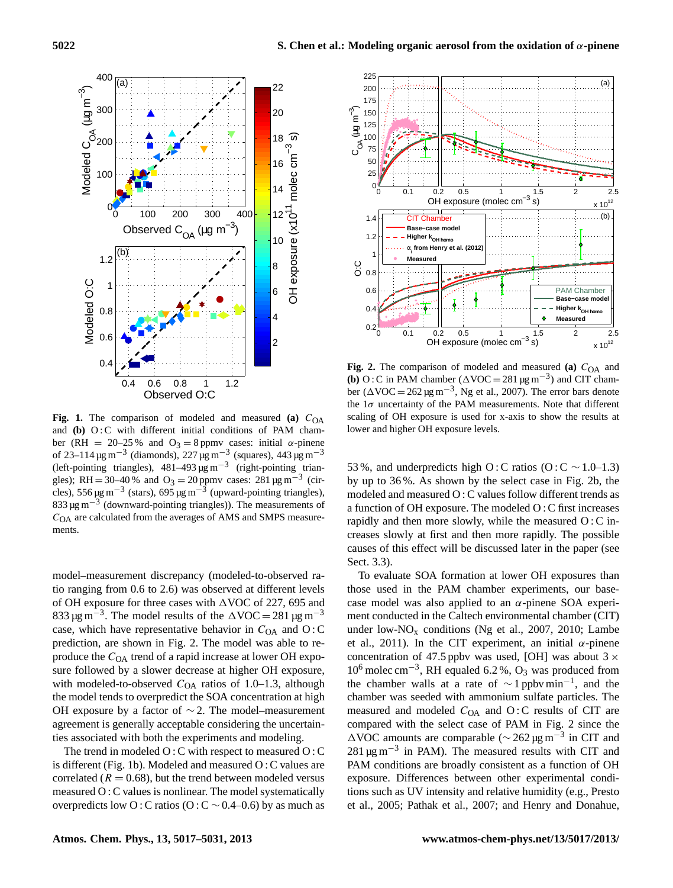**Fig. 1.** The comparison of modeled and measured **(a)** $C_{OA}$ and **(b)** O : C with different initial conditions of PAM chamber (RH = 20–25 % and $O_3$ = 8 ppmv cases: initial $\alpha$-pinene of 23–114 $\mu g\,m^{-3}$ (diamonds), 227 $\mu g\,m^{-3}$ (squares), 443 $\mu g\,m^{-3}$ (left-pointing triangles), 481–493 $\mu g\,m^{-3}$ (right-pointing triangles); RH = 30–40 % and $O_3$ = 20 ppmv cases: 281 $\mu g\,m^{-3}$ (circles), 556 $\mu g\,m^{-3}$ (stars), 695 $\mu g\,m^{-3}$ (upward-pointing triangles), 833 $\mu g\,m^{-3}$ (downward-pointing triangles)). The measurements of $C_{OA}$ are calculated from the averages of AMS and SMPS measurements.

**Fig. 2.** The comparison of modeled and measured **(a)** $C_{OA}$ and **(b)** O : C in PAM chamber ($\Delta$VOC = 281 $\mu g\,m^{-3}$) and CIT chamber ($\Delta$VOC = 262 $\mu g\,m^{-3}$, Ng et al., 2007). The error bars denote the 1$\sigma$ uncertainty of the PAM measurements. Note that different scaling of OH exposure is used for x-axis to show the results at lower and higher OH exposure levels.

model–measurement discrepancy (modeled-to-observed ratio ranging from 0.6 to 2.6) was observed at different levels of OH exposure for three cases with $\Delta$VOC of 227, 695 and 833 $\mu g\,m^{-3}$. The model results of the $\Delta$VOC = 281 $\mu g\,m^{-3}$ case, which have representative behavior in $C_{OA}$ and O : C prediction, are shown in Fig. 2. The model was able to reproduce the $C_{OA}$ trend of a rapid increase at lower OH exposure followed by a slower decrease at higher OH exposure, with modeled-to-observed $C_{OA}$ ratios of 1.0–1.3, although the model tends to overpredict the SOA concentration at high OH exposure by a factor of ~2. The model–measurement agreement is generally acceptable considering the uncertainties associated with both the experiments and modeling.

The trend in modeled O : C with respect to measured O : C is different (Fig. 1b). Modeled and measured O : C values are correlated ($R = 0.68$), but the trend between modeled versus measured O : C values is nonlinear. The model systematically overpredicts low O : C ratios (O : C ~ 0.4–0.6) by as much as 53 %, and underpredicts high O : C ratios (O : C ~ 1.0–1.3) by up to 36 %. As shown by the select case in Fig. 2b, the modeled and measured O : C values follow different trends as a function of OH exposure. The modeled O : C first increases rapidly and then more slowly, while the measured O : C increases slowly at first and then more rapidly. The possible causes of this effect will be discussed later in the paper (see Sect. 3.3).

To evaluate SOA formation at lower OH exposures than those used in the PAM chamber experiments, our base-case model was also applied to an $\alpha$-pinene SOA experiment conducted in the Caltech environmental chamber (CIT) under low-$NO_x$ conditions (Ng et al., 2007, 2010; Lambe et al., 2011). In the CIT experiment, an initial $\alpha$-pinene concentration of 47.5 ppbv was used, [OH] was about $3 \times 10^6$ molec $cm^{-3}$, RH equaled 6.2 %, $O_3$ was produced from the chamber walls at a rate of ~1 ppbv $min^{-1}$, and the chamber was seeded with ammonium sulfate particles. The measured and modeled $C_{OA}$ and O : C results of CIT are compared with the select case of PAM in Fig. 2 since the $\Delta$VOC amounts are comparable (~262 $\mu g\,m^{-3}$ in CIT and 281 $\mu g\,m^{-3}$ in PAM). The measured results with CIT and PAM conditions are broadly consistent as a function of OH exposure. Differences between other experimental conditions such as UV intensity and relative humidity (e.g., Presto et al., 2005; Pathak et al., 2007; and Henry and Donahue,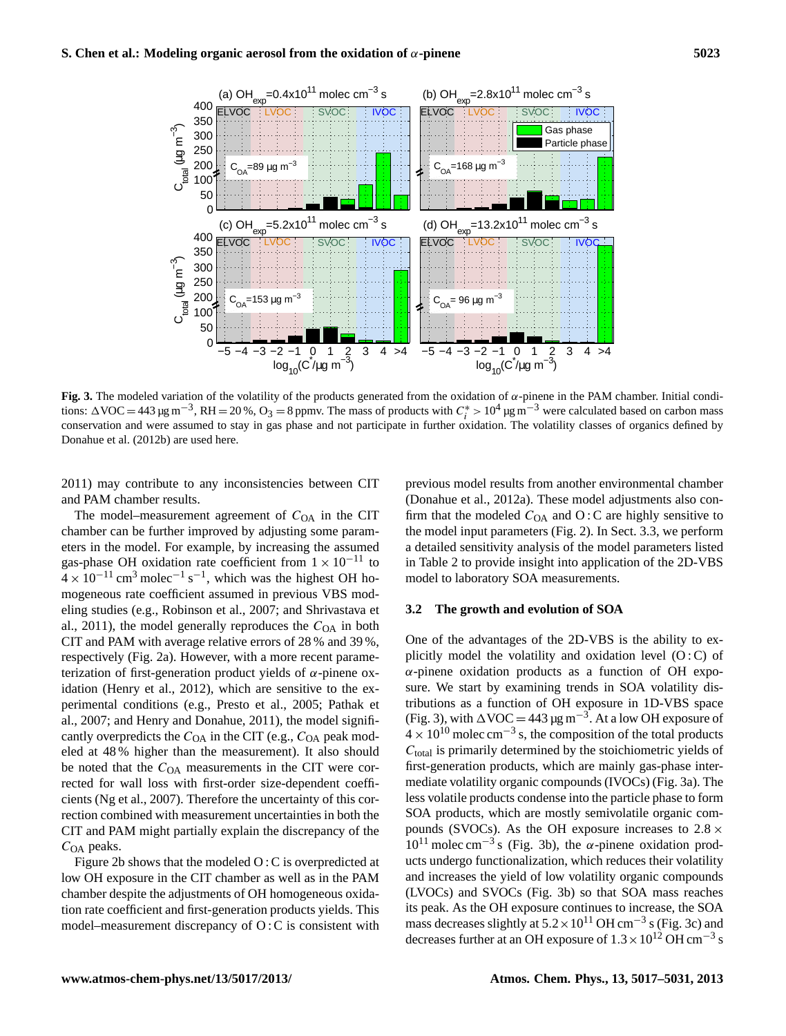**Fig. 3.** The modeled variation of the volatility of the products generated from the oxidation of $\alpha$-pinene in the PAM chamber. Initial conditions: $\Delta VOC = 443\ \mu g\ m^{-3}$, RH = 20 %, $O_3 = 8$ ppmv. The mass of products with $C_i^* > 10^4\ \mu g\ m^{-3}$ were calculated based on carbon mass conservation and were assumed to stay in gas phase and not participate in further oxidation. The volatility classes of organics defined by Donahue et al. (2012b) are used here.

2011) may contribute to any inconsistencies between CIT and PAM chamber results.

The model–measurement agreement of $C_{OA}$ in the CIT chamber can be further improved by adjusting some parameters in the model. For example, by increasing the assumed gas-phase OH oxidation rate coefficient from $1 \times 10^{-11}$ to $4 \times 10^{-11}\ cm^3\ molec^{-1}\ s^{-1}$, which was the highest OH homogeneous rate coefficient assumed in previous VBS modeling studies (e.g., Robinson et al., 2007; and Shrivastava et al., 2011), the model generally reproduces the $C_{OA}$ in both CIT and PAM with average relative errors of 28 % and 39 %, respectively (Fig. 2a). However, with a more recent parameterization of first-generation product yields of $\alpha$-pinene oxidation (Henry et al., 2012), which are sensitive to the experimental conditions (e.g., Presto et al., 2005; Pathak et al., 2007; and Henry and Donahue, 2011), the model significantly overpredicts the $C_{OA}$ in the CIT (e.g., $C_{OA}$ peak modeled at 48 % higher than the measurement). It also should be noted that the $C_{OA}$ measurements in the CIT were corrected for wall loss with first-order size-dependent coefficients (Ng et al., 2007). Therefore the uncertainty of this correction combined with measurement uncertainties in both the CIT and PAM might partially explain the discrepancy of the $C_{OA}$ peaks.

Figure 2b shows that the modeled O : C is overpredicted at low OH exposure in the CIT chamber as well as in the PAM chamber despite the adjustments of OH homogeneous oxidation rate coefficient and first-generation products yields. This model–measurement discrepancy of O : C is consistent with previous model results from another environmental chamber (Donahue et al., 2012a). These model adjustments also confirm that the modeled $C_{OA}$ and O : C are highly sensitive to the model input parameters (Fig. 2). In Sect. 3.3, we perform a detailed sensitivity analysis of the model parameters listed in Table 2 to provide insight into application of the 2D-VBS model to laboratory SOA measurements.

### 3.2 The growth and evolution of SOA

One of the advantages of the 2D-VBS is the ability to explicitly model the volatility and oxidation level (O : C) of $\alpha$-pinene oxidation products as a function of OH exposure. We start by examining trends in SOA volatility distributions as a function of OH exposure in 1D-VBS space (Fig. 3), with $\Delta VOC = 443\ \mu g\ m^{-3}$. At a low OH exposure of $4 \times 10^{10}$ molec cm$^{-3}$ s, the composition of the total products $C_{total}$ is primarily determined by the stoichiometric yields of first-generation products, which are mainly gas-phase intermediate volatility organic compounds (IVOCs) (Fig. 3a). The less volatile products condense into the particle phase to form SOA products, which are mostly semivolatile organic compounds (SVOCs). As the OH exposure increases to $2.8 \times 10^{11}$ molec cm$^{-3}$ s (Fig. 3b), the $\alpha$-pinene oxidation products undergo functionalization, which reduces their volatility and increases the yield of low volatility organic compounds (LVOCs) and SVOCs (Fig. 3b) so that SOA mass reaches its peak. As the OH exposure continues to increase, the SOA mass decreases slightly at $5.2 \times 10^{11}$ OH cm$^{-3}$ s (Fig. 3c) and decreases further at an OH exposure of $1.3 \times 10^{12}$ OH cm$^{-3}$ s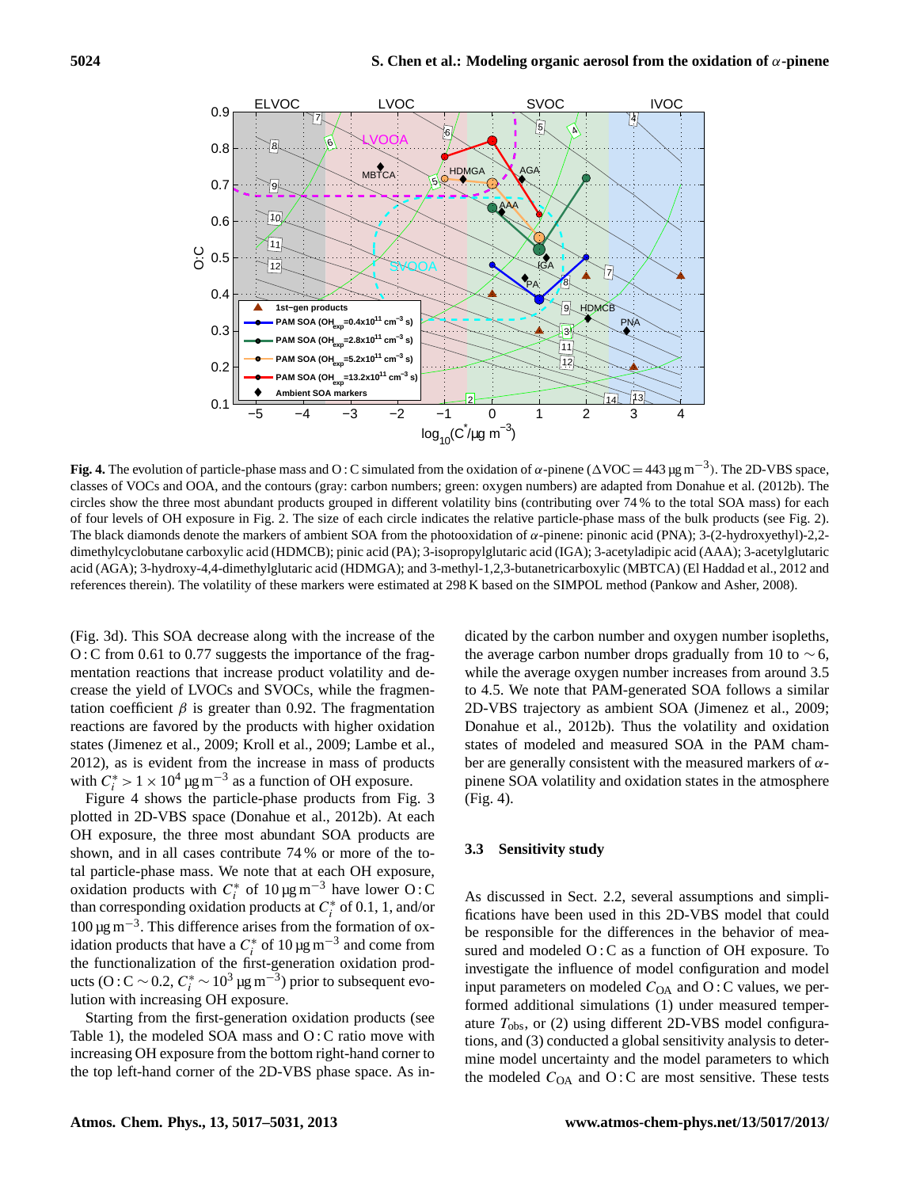**Fig. 4.** The evolution of particle-phase mass and O : C simulated from the oxidation of $\alpha$-pinene ($\Delta VOC = 443\ \mu g\ m^{-3}$). The 2D-VBS space, classes of VOCs and OOA, and the contours (gray: carbon numbers; green: oxygen numbers) are adapted from Donahue et al. (2012b). The circles show the three most abundant products grouped in different volatility bins (contributing over 74 % to the total SOA mass) for each of four levels of OH exposure in Fig. 2. The size of each circle indicates the relative particle-phase mass of the bulk products (see Fig. 2). The black diamonds denote the markers of ambient SOA from the photooxidation of $\alpha$-pinene: pinonic acid (PNA); 3-(2-hydroxyethyl)-2,2-dimethylcyclobutane carboxylic acid (HDMCB); pinic acid (PA); 3-isopropylglutaric acid (IGA); 3-acetyladipic acid (AAA); 3-acetylglutaric acid (AGA); 3-hydroxy-4,4-dimethylglutaric acid (HDMGA); and 3-methyl-1,2,3-butanetricarboxylic (MBTCA) (El Haddad et al., 2012 and references therein). The volatility of these markers were estimated at 298 K based on the SIMPOL method (Pankow and Asher, 2008).

(Fig. 3d). This SOA decrease along with the increase of the O : C from 0.61 to 0.77 suggests the importance of the fragmentation reactions that increase product volatility and decrease the yield of LVOCs and SVOCs, while the fragmentation coefficient $\beta$ is greater than 0.92. The fragmentation reactions are favored by the products with higher oxidation states (Jimenez et al., 2009; Kroll et al., 2009; Lambe et al., 2012), as is evident from the increase in mass of products with $C_i^* > 1 \times 10^4\ \mu g\ m^{-3}$ as a function of OH exposure.

Figure 4 shows the particle-phase products from Fig. 3 plotted in 2D-VBS space (Donahue et al., 2012b). At each OH exposure, the three most abundant SOA products are shown, and in all cases contribute 74 % or more of the total particle-phase mass. We note that at each OH exposure, oxidation products with $C_i^*$ of $10\ \mu g\ m^{-3}$ have lower O : C than corresponding oxidation products at $C_i^*$ of 0.1, 1, and/or $100\ \mu g\ m^{-3}$. This difference arises from the formation of oxidation products that have a $C_i^*$ of $10\ \mu g\ m^{-3}$ and come from the functionalization of the first-generation oxidation products (O : C $\sim 0.2$, $C_i^* \sim 10^3\ \mu g\ m^{-3}$) prior to subsequent evolution with increasing OH exposure.

Starting from the first-generation oxidation products (see Table 1), the modeled SOA mass and O : C ratio move with increasing OH exposure from the bottom right-hand corner to the top left-hand corner of the 2D-VBS phase space. As indicated by the carbon number and oxygen number isopleths, the average carbon number drops gradually from 10 to $\sim 6$, while the average oxygen number increases from around 3.5 to 4.5. We note that PAM-generated SOA follows a similar 2D-VBS trajectory as ambient SOA (Jimenez et al., 2009; Donahue et al., 2012b). Thus the volatility and oxidation states of modeled and measured SOA in the PAM chamber are generally consistent with the measured markers of $\alpha$-pinene SOA volatility and oxidation states in the atmosphere (Fig. 4).

### 3.3 Sensitivity study

As discussed in Sect. 2.2, several assumptions and simplifications have been used in this 2D-VBS model that could be responsible for the differences in the behavior of measured and modeled O : C as a function of OH exposure. To investigate the influence of model configuration and model input parameters on modeled $C_{OA}$ and O : C values, we performed additional simulations (1) under measured temperature $T_{obs}$, or (2) using different 2D-VBS model configurations, and (3) conducted a global sensitivity analysis to determine model uncertainty and the model parameters to which the modeled $C_{OA}$ and O : C are most sensitive. These tests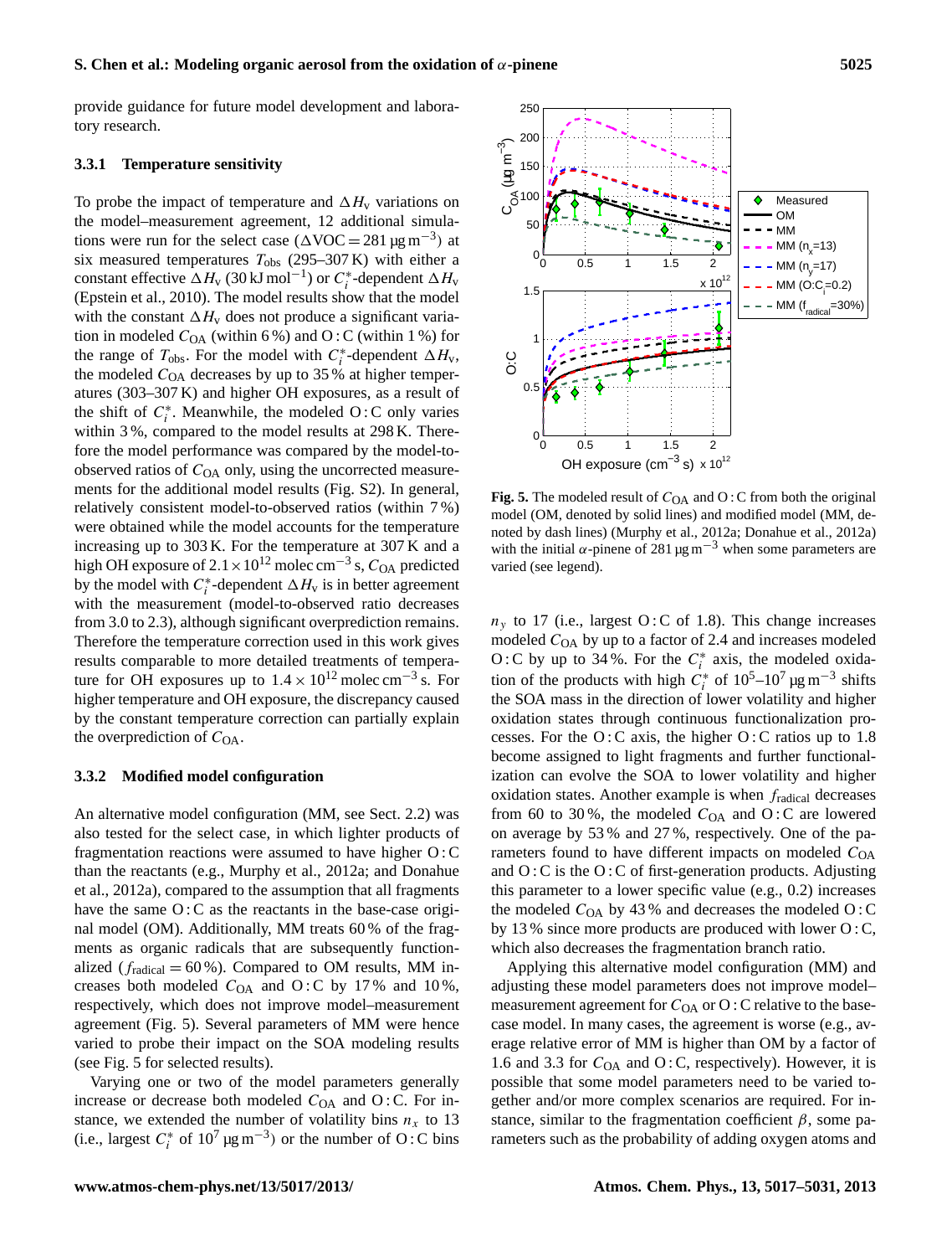provide guidance for future model development and laboratory research.

### 3.3.1 Temperature sensitivity

To probe the impact of temperature and $\Delta H_v$ variations on the model–measurement agreement, 12 additional simulations were run for the select case ($\Delta VOC = 281\ \mu g\,m^{-3}$) at six measured temperatures $T_{obs}$ (295–307 K) with either a constant effective $\Delta H_v$ ($30\ kJ\,mol^{-1}$) or $C_i^*$-dependent $\Delta H_v$ (Epstein et al., 2010). The model results show that the model with the constant $\Delta H_v$ does not produce a significant variation in modeled $C_{OA}$ (within 6 %) and O : C (within 1 %) for the range of $T_{obs}$. For the model with $C_i^*$-dependent $\Delta H_v$, the modeled $C_{OA}$ decreases by up to 35 % at higher temperatures (303–307 K) and higher OH exposures, as a result of the shift of $C_i^*$. Meanwhile, the modeled O : C only varies within 3 %, compared to the model results at 298 K. Therefore the model performance was compared by the model-to-observed ratios of $C_{OA}$ only, using the uncorrected measurements for the additional model results (Fig. S2). In general, relatively consistent model-to-observed ratios (within 7 %) were obtained while the model accounts for the temperature increasing up to 303 K. For the temperature at 307 K and a high OH exposure of $2.1 \times 10^{12}$ molec cm$^{-3}$ s, $C_{OA}$ predicted by the model with $C_i^*$-dependent $\Delta H_v$ is in better agreement with the measurement (model-to-observed ratio decreases from 3.0 to 2.3), although significant overprediction remains. Therefore the temperature correction used in this work gives results comparable to more detailed treatments of temperature for OH exposures up to $1.4 \times 10^{12}$ molec cm$^{-3}$ s. For higher temperature and OH exposure, the discrepancy caused by the constant temperature correction can partially explain the overprediction of $C_{OA}$.

### 3.3.2 Modified model configuration

An alternative model configuration (MM, see Sect. 2.2) was also tested for the select case, in which lighter products of fragmentation reactions were assumed to have higher O : C than the reactants (e.g., Murphy et al., 2012a; and Donahue et al., 2012a), compared to the assumption that all fragments have the same O : C as the reactants in the base-case original model (OM). Additionally, MM treats 60 % of the fragments as organic radicals that are subsequently functionalized ($f_{radical} = 60\ \%$). Compared to OM results, MM increases both modeled $C_{OA}$ and O : C by 17 % and 10 %, respectively, which does not improve model–measurement agreement (Fig. 5). Several parameters of MM were hence varied to probe their impact on the SOA modeling results (see Fig. 5 for selected results).

Varying one or two of the model parameters generally increase or decrease both modeled $C_{OA}$ and O : C. For instance, we extended the number of volatility bins $n_x$ to 13 (i.e., largest $C_i^*$ of $10^7\ \mu g\,m^{-3}$) or the number of O : C bins $n_y$ to 17 (i.e., largest O : C of 1.8). This change increases modeled $C_{OA}$ by up to a factor of 2.4 and increases modeled O : C by up to 34 %. For the $C_i^*$ axis, the modeled oxidation of the products with high $C_i^*$ of $10^5$–$10^7\ \mu g\,m^{-3}$ shifts the SOA mass in the direction of lower volatility and higher oxidation states through continuous functionalization processes. For the O : C axis, the higher O : C ratios up to 1.8 become assigned to light fragments and further functionalization can evolve the SOA to lower volatility and higher oxidation states. Another example is when $f_{radical}$ decreases from 60 to 30 %, the modeled $C_{OA}$ and O : C are lowered on average by 53 % and 27 %, respectively. One of the parameters found to have different impacts on modeled $C_{OA}$ and O : C is the O : C of first-generation products. Adjusting this parameter to a lower specific value (e.g., 0.2) increases the modeled $C_{OA}$ by 43 % and decreases the modeled O : C by 13 % since more products are produced with lower O : C, which also decreases the fragmentation branch ratio.

**Fig. 5.** The modeled result of $C_{OA}$ and O : C from both the original model (OM, denoted by solid lines) and modified model (MM, denoted by dash lines) (Murphy et al., 2012a; Donahue et al., 2012a) with the initial $\alpha$-pinene of $281\ \mu g\,m^{-3}$ when some parameters are varied (see legend).

Applying this alternative model configuration (MM) and adjusting these model parameters does not improve model–measurement agreement for $C_{OA}$ or O : C relative to the base-case model. In many cases, the agreement is worse (e.g., average relative error of MM is higher than OM by a factor of 1.6 and 3.3 for $C_{OA}$ and O : C, respectively). However, it is possible that some model parameters need to be varied together and/or more complex scenarios are required. For instance, similar to the fragmentation coefficient $\beta$, some parameters such as the probability of adding oxygen atoms and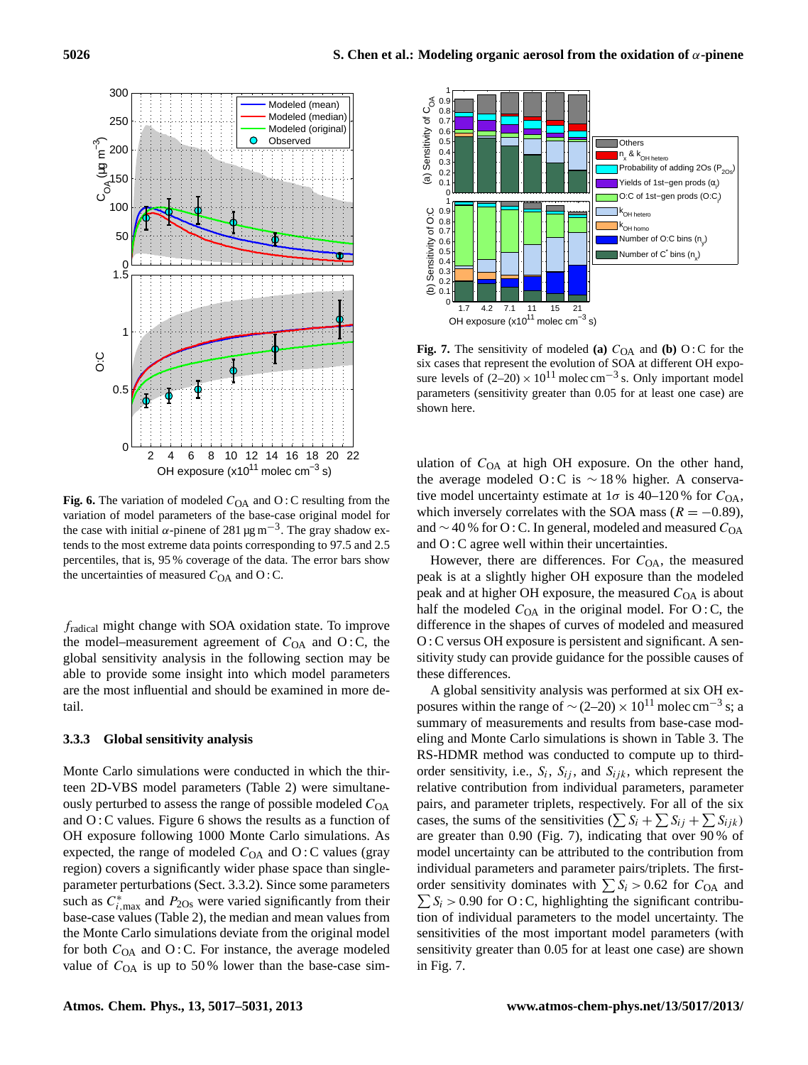Fig. 6. The variation of modeled $C_{OA}$ and O : C resulting from the variation of model parameters of the base-case original model for the case with initial $\alpha$-pinene of 281 µg m$^{-3}$. The gray shadow extends to the most extreme data points corresponding to 97.5 and 2.5 percentiles, that is, 95 % coverage of the data. The error bars show the uncertainties of measured $C_{OA}$ and O : C.

$f_{radical}$ might change with SOA oxidation state. To improve the model–measurement agreement of $C_{OA}$ and O : C, the global sensitivity analysis in the following section may be able to provide some insight into which model parameters are the most influential and should be examined in more detail.

#### 3.3.3 Global sensitivity analysis

Monte Carlo simulations were conducted in which the thirteen 2D-VBS model parameters (Table 2) were simultaneously perturbed to assess the range of possible modeled $C_{OA}$ and O : C values. Figure 6 shows the results as a function of OH exposure following 1000 Monte Carlo simulations. As expected, the range of modeled $C_{OA}$ and O : C values (gray region) covers a significantly wider phase space than single-parameter perturbations (Sect. 3.3.2). Since some parameters such as $C^*_{i,\max}$ and $P_{2Os}$ were varied significantly from their base-case values (Table 2), the median and mean values from the Monte Carlo simulations deviate from the original model for both $C_{OA}$ and O : C. For instance, the average modeled value of $C_{OA}$ is up to 50 % lower than the base-case simulation of $C_{OA}$ at high OH exposure. On the other hand, the average modeled O : C is $\sim$18 % higher. A conservative model uncertainty estimate at $1\sigma$ is 40–120 % for $C_{OA}$, which inversely correlates with the SOA mass ($R = -0.89$), and $\sim$40 % for O : C. In general, modeled and measured $C_{OA}$ and O : C agree well within their uncertainties.

However, there are differences. For $C_{OA}$, the measured peak is at a slightly higher OH exposure than the modeled peak and at higher OH exposure, the measured $C_{OA}$ is about half the modeled $C_{OA}$ in the original model. For O : C, the difference in the shapes of curves of modeled and measured O : C versus OH exposure is persistent and significant. A sensitivity study can provide guidance for the possible causes of these differences.

A global sensitivity analysis was performed at six OH exposures within the range of $\sim$(2–20) $\times 10^{11}$ molec cm$^{-3}$ s; a summary of measurements and results from base-case modeling and Monte Carlo simulations is shown in Table 3. The RS-HDMR method was conducted to compute up to third-order sensitivity, i.e., $S_i$, $S_{ij}$, and $S_{ijk}$, which represent the relative contribution from individual parameters, parameter pairs, and parameter triplets, respectively. For all of the six cases, the sums of the sensitivities ($\sum S_i + \sum S_{ij} + \sum S_{ijk}$) are greater than 0.90 (Fig. 7), indicating that over 90 % of model uncertainty can be attributed to the contribution from individual parameters and parameter pairs/triplets. The first-order sensitivity dominates with $\sum S_i > 0.62$ for $C_{OA}$ and $\sum S_i > 0.90$ for O : C, highlighting the significant contribution of individual parameters to the model uncertainty. The sensitivities of the most important model parameters (with sensitivity greater than 0.05 for at least one case) are shown in Fig. 7.

Fig. 7. The sensitivity of modeled **(a)** $C_{OA}$ and **(b)** O : C for the six cases that represent the evolution of SOA at different OH exposure levels of (2–20) $\times 10^{11}$ molec cm$^{-3}$ s. Only important model parameters (sensitivity greater than 0.05 for at least one case) are shown here.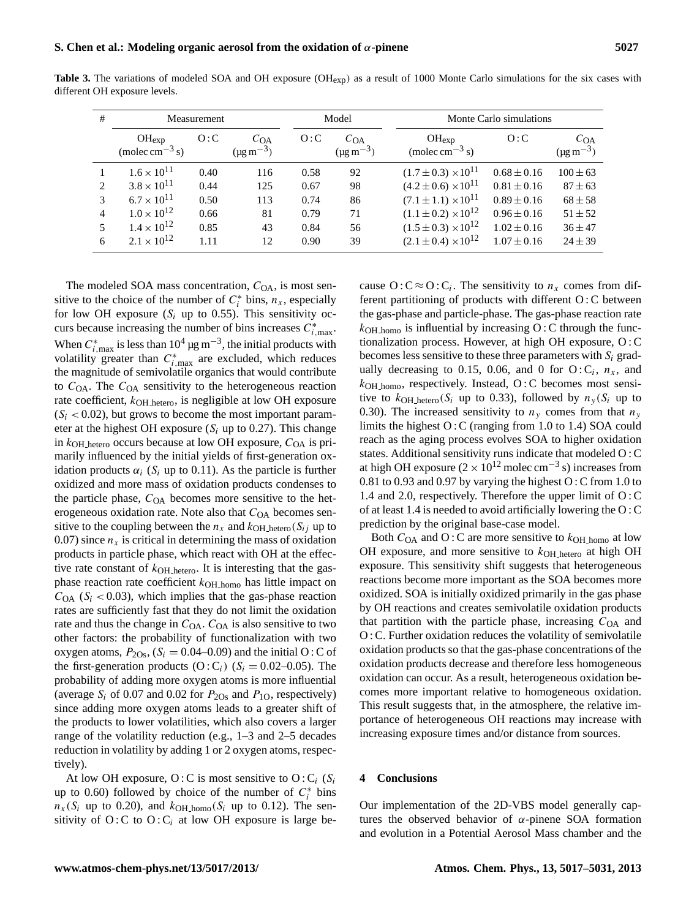**Table 3.** The variations of modeled SOA and OH exposure ($OH_{exp}$) as a result of 1000 Monte Carlo simulations for the six cases with different OH exposure levels.

| # | Measurement | | | Model | | Monte Carlo simulations | | |
|---|---|---|---|---|---|---|---|---|
| | $OH_{exp}$ (molec $cm^{-3}$ s) | O : C | $C_{OA}$ (µg $m^{-3}$) | O : C | $C_{OA}$ (µg $m^{-3}$) | $OH_{exp}$ (molec $cm^{-3}$ s) | O : C | $C_{OA}$ (µg $m^{-3}$) |
| 1 | $1.6 \times 10^{11}$ | 0.40 | 116 | 0.58 | 92 | $(1.7 \pm 0.3) \times 10^{11}$ | $0.68 \pm 0.16$ | $100 \pm 63$ |
| 2 | $3.8 \times 10^{11}$ | 0.44 | 125 | 0.67 | 98 | $(4.2 \pm 0.6) \times 10^{11}$ | $0.81 \pm 0.16$ | $87 \pm 63$ |
| 3 | $6.7 \times 10^{11}$ | 0.50 | 113 | 0.74 | 86 | $(7.1 \pm 1.1) \times 10^{11}$ | $0.89 \pm 0.16$ | $68 \pm 58$ |
| 4 | $1.0 \times 10^{12}$ | 0.66 | 81 | 0.79 | 71 | $(1.1 \pm 0.2) \times 10^{12}$ | $0.96 \pm 0.16$ | $51 \pm 52$ |
| 5 | $1.4 \times 10^{12}$ | 0.85 | 43 | 0.84 | 56 | $(1.5 \pm 0.3) \times 10^{12}$ | $1.02 \pm 0.16$ | $36 \pm 47$ |
| 6 | $2.1 \times 10^{12}$ | 1.11 | 12 | 0.90 | 39 | $(2.1 \pm 0.4) \times 10^{12}$ | $1.07 \pm 0.16$ | $24 \pm 39$ |

The modeled SOA mass concentration, $C_{OA}$, is most sensitive to the choice of the number of $C_i^*$ bins, $n_x$, especially for low OH exposure ($S_i$ up to 0.55). This sensitivity occurs because increasing the number of bins increases $C_{i,max}^*$. When $C_{i,max}^*$ is less than $10^4$ µg $m^{-3}$, the initial products with volatility greater than $C_{i,max}^*$ are excluded, which reduces the magnitude of semivolatile organics that would contribute to $C_{OA}$. The $C_{OA}$ sensitivity to the heterogeneous reaction rate coefficient, $k_{OH\_hetero}$, is negligible at low OH exposure ($S_i < 0.02$), but grows to become the most important parameter at the highest OH exposure ($S_i$ up to 0.27). This change in $k_{OH\_hetero}$ occurs because at low OH exposure, $C_{OA}$ is primarily influenced by the initial yields of first-generation oxidation products $\alpha_i$ ($S_i$ up to 0.11). As the particle is further oxidized and more mass of oxidation products condenses to the particle phase, $C_{OA}$ becomes more sensitive to the heterogeneous oxidation rate. Note also that $C_{OA}$ becomes sensitive to the coupling between the $n_x$ and $k_{OH\_hetero}$($S_{ij}$ up to 0.07) since $n_x$ is critical in determining the mass of oxidation products in particle phase, which react with OH at the effective rate constant of $k_{OH\_hetero}$. It is interesting that the gas-phase reaction rate coefficient $k_{OH\_homo}$ has little impact on $C_{OA}$ ($S_i < 0.03$), which implies that the gas-phase reaction rates are sufficiently fast that they do not limit the oxidation rate and thus the change in $C_{OA}$. $C_{OA}$ is also sensitive to two other factors: the probability of functionalization with two oxygen atoms, $P_{2Os}$, ($S_i = 0.04$–$0.09$) and the initial O : C of the first-generation products (O : $C_i$) ($S_i = 0.02$–$0.05$). The probability of adding more oxygen atoms is more influential (average $S_i$ of 0.07 and 0.02 for $P_{2Os}$ and $P_{1O}$, respectively) since adding more oxygen atoms leads to a greater shift of the products to lower volatilities, which also covers a larger range of the volatility reduction (e.g., 1–3 and 2–5 decades reduction in volatility by adding 1 or 2 oxygen atoms, respectively).

At low OH exposure, O : C is most sensitive to O : $C_i$ ($S_i$ up to 0.60) followed by choice of the number of $C_i^*$ bins $n_x$($S_i$ up to 0.20), and $k_{OH\_homo}$($S_i$ up to 0.12). The sensitivity of O : C to O : $C_i$ at low OH exposure is large because O : C ≈ O : $C_i$. The sensitivity to $n_x$ comes from different partitioning of products with different O : C between the gas-phase and particle-phase. The gas-phase reaction rate $k_{OH\_homo}$ is influential by increasing O : C through the functionalization process. However, at high OH exposure, O : C becomes less sensitive to these three parameters with $S_i$ gradually decreasing to 0.15, 0.06, and 0 for O : $C_i$, $n_x$, and $k_{OH\_homo}$, respectively. Instead, O : C becomes most sensitive to $k_{OH\_hetero}$($S_i$ up to 0.33), followed by $n_y$($S_i$ up to 0.30). The increased sensitivity to $n_y$ comes from that $n_y$ limits the highest O : C (ranging from 1.0 to 1.4) SOA could reach as the aging process evolves SOA to higher oxidation states. Additional sensitivity runs indicate that modeled O : C at high OH exposure ($2 \times 10^{12}$ molec $cm^{-3}$ s) increases from 0.81 to 0.93 and 0.97 by varying the highest O : C from 1.0 to 1.4 and 2.0, respectively. Therefore the upper limit of O : C of at least 1.4 is needed to avoid artificially lowering the O : C prediction by the original base-case model.

Both $C_{OA}$ and O : C are more sensitive to $k_{OH\_homo}$ at low OH exposure, and more sensitive to $k_{OH\_hetero}$ at high OH exposure. This sensitivity shift suggests that heterogeneous reactions become more important as the SOA becomes more oxidized. SOA is initially oxidized primarily in the gas phase by OH reactions and creates semivolatile oxidation products that partition with the particle phase, increasing $C_{OA}$ and O : C. Further oxidation reduces the volatility of semivolatile oxidation products so that the gas-phase concentrations of the oxidation products decrease and therefore less homogeneous oxidation can occur. As a result, heterogeneous oxidation becomes more important relative to homogeneous oxidation. This result suggests that, in the atmosphere, the relative importance of heterogeneous OH reactions may increase with increasing exposure times and/or distance from sources.

## 4 Conclusions

Our implementation of the 2D-VBS model generally captures the observed behavior of $\alpha$-pinene SOA formation and evolution in a Potential Aerosol Mass chamber and the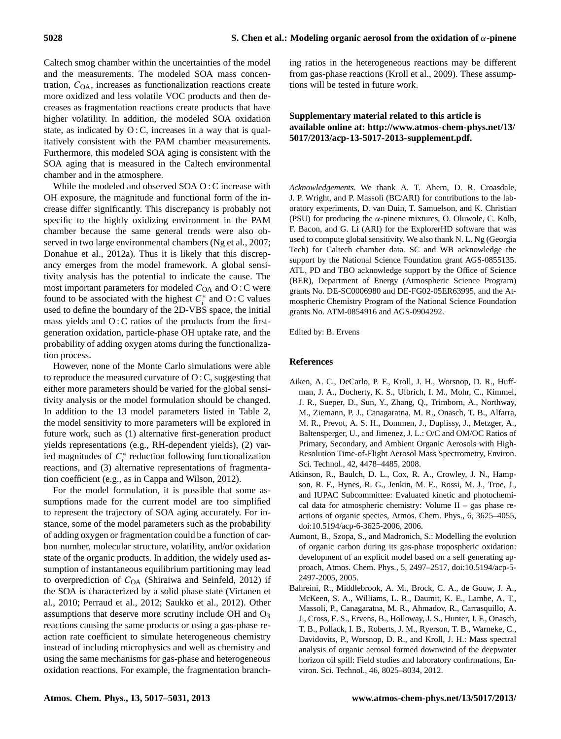Caltech smog chamber within the uncertainties of the model and the measurements. The modeled SOA mass concentration, $C_{OA}$, increases as functionalization reactions create more oxidized and less volatile VOC products and then decreases as fragmentation reactions create products that have higher volatility. In addition, the modeled SOA oxidation state, as indicated by O : C, increases in a way that is qualitatively consistent with the PAM chamber measurements. Furthermore, this modeled SOA aging is consistent with the SOA aging that is measured in the Caltech environmental chamber and in the atmosphere.

While the modeled and observed SOA O : C increase with OH exposure, the magnitude and functional form of the increase differ significantly. This discrepancy is probably not specific to the highly oxidizing environment in the PAM chamber because the same general trends were also observed in two large environmental chambers (Ng et al., 2007; Donahue et al., 2012a). Thus it is likely that this discrepancy emerges from the model framework. A global sensitivity analysis has the potential to indicate the cause. The most important parameters for modeled $C_{OA}$ and O : C were found to be associated with the highest $C_i^*$ and O : C values used to define the boundary of the 2D-VBS space, the initial mass yields and O : C ratios of the products from the first-generation oxidation, particle-phase OH uptake rate, and the probability of adding oxygen atoms during the functionalization process.

However, none of the Monte Carlo simulations were able to reproduce the measured curvature of O : C, suggesting that either more parameters should be varied for the global sensitivity analysis or the model formulation should be changed. In addition to the 13 model parameters listed in Table 2, the model sensitivity to more parameters will be explored in future work, such as (1) alternative first-generation product yields representations (e.g., RH-dependent yields), (2) varied magnitudes of $C_i^*$ reduction following functionalization reactions, and (3) alternative representations of fragmentation coefficient (e.g., as in Cappa and Wilson, 2012).

For the model formulation, it is possible that some assumptions made for the current model are too simplified to represent the trajectory of SOA aging accurately. For instance, some of the model parameters such as the probability of adding oxygen or fragmentation could be a function of carbon number, molecular structure, volatility, and/or oxidation state of the organic products. In addition, the widely used assumption of instantaneous equilibrium partitioning may lead to overprediction of $C_{OA}$ (Shiraiwa and Seinfeld, 2012) if the SOA is characterized by a solid phase state (Virtanen et al., 2010; Perraud et al., 2012; Saukko et al., 2012). Other assumptions that deserve more scrutiny include OH and $O_3$ reactions causing the same products or using a gas-phase reaction rate coefficient to simulate heterogeneous chemistry instead of including microphysics and well as chemistry and using the same mechanisms for gas-phase and heterogeneous oxidation reactions. For example, the fragmentation branching ratios in the heterogeneous reactions may be different from gas-phase reactions (Kroll et al., 2009). These assumptions will be tested in future work.

**Supplementary material related to this article is available online at: http://www.atmos-chem-phys.net/13/5017/2013/acp-13-5017-2013-supplement.pdf.**

*Acknowledgements.* We thank A. T. Ahern, D. R. Croasdale, J. P. Wright, and P. Massoli (BC/ARI) for contributions to the laboratory experiments, D. van Duin, T. Samuelson, and K. Christian (PSU) for producing the $\alpha$-pinene mixtures, O. Oluwole, C. Kolb, F. Bacon, and G. Li (ARI) for the ExplorerHD software that was used to compute global sensitivity. We also thank N. L. Ng (Georgia Tech) for Caltech chamber data. SC and WB acknowledge the support by the National Science Foundation grant AGS-0855135. ATL, PD and TBO acknowledge support by the Office of Science (BER), Department of Energy (Atmospheric Science Program) grants No. DE-SC0006980 and DE-FG02-05ER63995, and the Atmospheric Chemistry Program of the National Science Foundation grants No. ATM-0854916 and AGS-0904292.

Edited by: B. Ervens

## References

Aiken, A. C., DeCarlo, P. F., Kroll, J. H., Worsnop, D. R., Huffman, J. A., Docherty, K. S., Ulbrich, I. M., Mohr, C., Kimmel, J. R., Sueper, D., Sun, Y., Zhang, Q., Trimborn, A., Northway, M., Ziemann, P. J., Canagaratna, M. R., Onasch, T. B., Alfarra, M. R., Prevot, A. S. H., Dommen, J., Duplissy, J., Metzger, A., Baltensperger, U., and Jimenez, J. L.: O/C and OM/OC Ratios of Primary, Secondary, and Ambient Organic Aerosols with High-Resolution Time-of-Flight Aerosol Mass Spectrometry, Environ. Sci. Technol., 42, 4478–4485, 2008.

Atkinson, R., Baulch, D. L., Cox, R. A., Crowley, J. N., Hampson, R. F., Hynes, R. G., Jenkin, M. E., Rossi, M. J., Troe, J., and IUPAC Subcommittee: Evaluated kinetic and photochemical data for atmospheric chemistry: Volume II – gas phase reactions of organic species, Atmos. Chem. Phys., 6, 3625–4055, doi:10.5194/acp-6-3625-2006, 2006.

Aumont, B., Szopa, S., and Madronich, S.: Modelling the evolution of organic carbon during its gas-phase tropospheric oxidation: development of an explicit model based on a self generating approach, Atmos. Chem. Phys., 5, 2497–2517, doi:10.5194/acp-5-2497-2005, 2005.

Bahreini, R., Middlebrook, A. M., Brock, C. A., de Gouw, J. A., McKeen, S. A., Williams, L. R., Daumit, K. E., Lambe, A. T., Massoli, P., Canagaratna, M. R., Ahmadov, R., Carrasquillo, A. J., Cross, E. S., Ervens, B., Holloway, J. S., Hunter, J. F., Onasch, T. B., Pollack, I. B., Roberts, J. M., Ryerson, T. B., Warneke, C., Davidovits, P., Worsnop, D. R., and Kroll, J. H.: Mass spectral analysis of organic aerosol formed downwind of the deepwater horizon oil spill: Field studies and laboratory confirmations, Environ. Sci. Technol., 46, 8025–8034, 2012.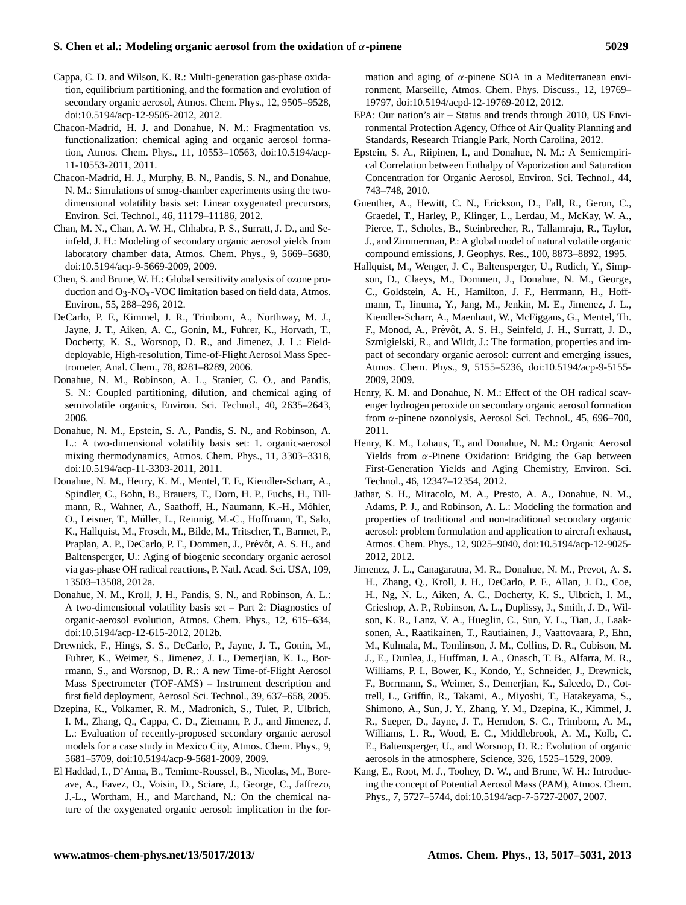Cappa, C. D. and Wilson, K. R.: Multi-generation gas-phase oxidation, equilibrium partitioning, and the formation and evolution of secondary organic aerosol, Atmos. Chem. Phys., 12, 9505–9528, doi:10.5194/acp-12-9505-2012, 2012.

Chacon-Madrid, H. J. and Donahue, N. M.: Fragmentation vs. functionalization: chemical aging and organic aerosol formation, Atmos. Chem. Phys., 11, 10553–10563, doi:10.5194/acp-11-10553-2011, 2011.

Chacon-Madrid, H. J., Murphy, B. N., Pandis, S. N., and Donahue, N. M.: Simulations of smog-chamber experiments using the two-dimensional volatility basis set: Linear oxygenated precursors, Environ. Sci. Technol., 46, 11179–11186, 2012.

Chan, M. N., Chan, A. W. H., Chhabra, P. S., Surratt, J. D., and Seinfeld, J. H.: Modeling of secondary organic aerosol yields from laboratory chamber data, Atmos. Chem. Phys., 9, 5669–5680, doi:10.5194/acp-9-5669-2009, 2009.

Chen, S. and Brune, W. H.: Global sensitivity analysis of ozone production and $O_3$-$NO_x$-VOC limitation based on field data, Atmos. Environ., 55, 288–296, 2012.

DeCarlo, P. F., Kimmel, J. R., Trimborn, A., Northway, M. J., Jayne, J. T., Aiken, A. C., Gonin, M., Fuhrer, K., Horvath, T., Docherty, K. S., Worsnop, D. R., and Jimenez, J. L.: Field-deployable, High-resolution, Time-of-Flight Aerosol Mass Spectrometer, Anal. Chem., 78, 8281–8289, 2006.

Donahue, N. M., Robinson, A. L., Stanier, C. O., and Pandis, S. N.: Coupled partitioning, dilution, and chemical aging of semivolatile organics, Environ. Sci. Technol., 40, 2635–2643, 2006.

Donahue, N. M., Epstein, S. A., Pandis, S. N., and Robinson, A. L.: A two-dimensional volatility basis set: 1. organic-aerosol mixing thermodynamics, Atmos. Chem. Phys., 11, 3303–3318, doi:10.5194/acp-11-3303-2011, 2011.

Donahue, N. M., Henry, K. M., Mentel, T. F., Kiendler-Scharr, A., Spindler, C., Bohn, B., Brauers, T., Dorn, H. P., Fuchs, H., Tillmann, R., Wahner, A., Saathoff, H., Naumann, K.-H., Möhler, O., Leisner, T., Müller, L., Reinnig, M.-C., Hoffmann, T., Salo, K., Hallquist, M., Frosch, M., Bilde, M., Tritscher, T., Barmet, P., Praplan, A. P., DeCarlo, P. F., Dommen, J., Prévôt, A. S. H., and Baltensperger, U.: Aging of biogenic secondary organic aerosol via gas-phase OH radical reactions, P. Natl. Acad. Sci. USA, 109, 13503–13508, 2012a.

Donahue, N. M., Kroll, J. H., Pandis, S. N., and Robinson, A. L.: A two-dimensional volatility basis set – Part 2: Diagnostics of organic-aerosol evolution, Atmos. Chem. Phys., 12, 615–634, doi:10.5194/acp-12-615-2012, 2012b.

Drewnick, F., Hings, S. S., DeCarlo, P., Jayne, J. T., Gonin, M., Fuhrer, K., Weimer, S., Jimenez, J. L., Demerjian, K. L., Borrmann, S., and Worsnop, D. R.: A new Time-of-Flight Aerosol Mass Spectrometer (TOF-AMS) – Instrument description and first field deployment, Aerosol Sci. Technol., 39, 637–658, 2005.

Dzepina, K., Volkamer, R. M., Madronich, S., Tulet, P., Ulbrich, I. M., Zhang, Q., Cappa, C. D., Ziemann, P. J., and Jimenez, J. L.: Evaluation of recently-proposed secondary organic aerosol models for a case study in Mexico City, Atmos. Chem. Phys., 9, 5681–5709, doi:10.5194/acp-9-5681-2009, 2009.

El Haddad, I., D'Anna, B., Temime-Roussel, B., Nicolas, M., Boreave, A., Favez, O., Voisin, D., Sciare, J., George, C., Jaffrezo, J.-L., Wortham, H., and Marchand, N.: On the chemical nature of the oxygenated organic aerosol: implication in the formation and aging of $\alpha$-pinene SOA in a Mediterranean environment, Marseille, Atmos. Chem. Phys. Discuss., 12, 19769–19797, doi:10.5194/acpd-12-19769-2012, 2012.

EPA: Our nation's air – Status and trends through 2010, US Environmental Protection Agency, Office of Air Quality Planning and Standards, Research Triangle Park, North Carolina, 2012.

Epstein, S. A., Riipinen, I., and Donahue, N. M.: A Semiempirical Correlation between Enthalpy of Vaporization and Saturation Concentration for Organic Aerosol, Environ. Sci. Technol., 44, 743–748, 2010.

Guenther, A., Hewitt, C. N., Erickson, D., Fall, R., Geron, C., Graedel, T., Harley, P., Klinger, L., Lerdau, M., McKay, W. A., Pierce, T., Scholes, B., Steinbrecher, R., Tallamraju, R., Taylor, J., and Zimmerman, P.: A global model of natural volatile organic compound emissions, J. Geophys. Res., 100, 8873–8892, 1995.

Hallquist, M., Wenger, J. C., Baltensperger, U., Rudich, Y., Simpson, D., Claeys, M., Dommen, J., Donahue, N. M., George, C., Goldstein, A. H., Hamilton, J. F., Herrmann, H., Hoffmann, T., Iinuma, Y., Jang, M., Jenkin, M. E., Jimenez, J. L., Kiendler-Scharr, A., Maenhaut, W., McFiggans, G., Mentel, Th. F., Monod, A., Prévôt, A. S. H., Seinfeld, J. H., Surratt, J. D., Szmigielski, R., and Wildt, J.: The formation, properties and impact of secondary organic aerosol: current and emerging issues, Atmos. Chem. Phys., 9, 5155–5236, doi:10.5194/acp-9-5155-2009, 2009.

Henry, K. M. and Donahue, N. M.: Effect of the OH radical scavenger hydrogen peroxide on secondary organic aerosol formation from $\alpha$-pinene ozonolysis, Aerosol Sci. Technol., 45, 696–700, 2011.

Henry, K. M., Lohaus, T., and Donahue, N. M.: Organic Aerosol Yields from $\alpha$-Pinene Oxidation: Bridging the Gap between First-Generation Yields and Aging Chemistry, Environ. Sci. Technol., 46, 12347–12354, 2012.

Jathar, S. H., Miracolo, M. A., Presto, A. A., Donahue, N. M., Adams, P. J., and Robinson, A. L.: Modeling the formation and properties of traditional and non-traditional secondary organic aerosol: problem formulation and application to aircraft exhaust, Atmos. Chem. Phys., 12, 9025–9040, doi:10.5194/acp-12-9025-2012, 2012.

Jimenez, J. L., Canagaratna, M. R., Donahue, N. M., Prevot, A. S. H., Zhang, Q., Kroll, J. H., DeCarlo, P. F., Allan, J. D., Coe, H., Ng, N. L., Aiken, A. C., Docherty, K. S., Ulbrich, I. M., Grieshop, A. P., Robinson, A. L., Duplissy, J., Smith, J. D., Wilson, K. R., Lanz, V. A., Hueglin, C., Sun, Y. L., Tian, J., Laaksonen, A., Raatikainen, T., Rautiainen, J., Vaattovaara, P., Ehn, M., Kulmala, M., Tomlinson, J. M., Collins, D. R., Cubison, M. J., E., Dunlea, J., Huffman, J. A., Onasch, T. B., Alfarra, M. R., Williams, P. I., Bower, K., Kondo, Y., Schneider, J., Drewnick, F., Borrmann, S., Weimer, S., Demerjian, K., Salcedo, D., Cottrell, L., Griffin, R., Takami, A., Miyoshi, T., Hatakeyama, S., Shimono, A., Sun, J. Y., Zhang, Y. M., Dzepina, K., Kimmel, J. R., Sueper, D., Jayne, J. T., Herndon, S. C., Trimborn, A. M., Williams, L. R., Wood, E. C., Middlebrook, A. M., Kolb, C. E., Baltensperger, U., and Worsnop, D. R.: Evolution of organic aerosols in the atmosphere, Science, 326, 1525–1529, 2009.

Kang, E., Root, M. J., Toohey, D. W., and Brune, W. H.: Introducing the concept of Potential Aerosol Mass (PAM), Atmos. Chem. Phys., 7, 5727–5744, doi:10.5194/acp-7-5727-2007, 2007.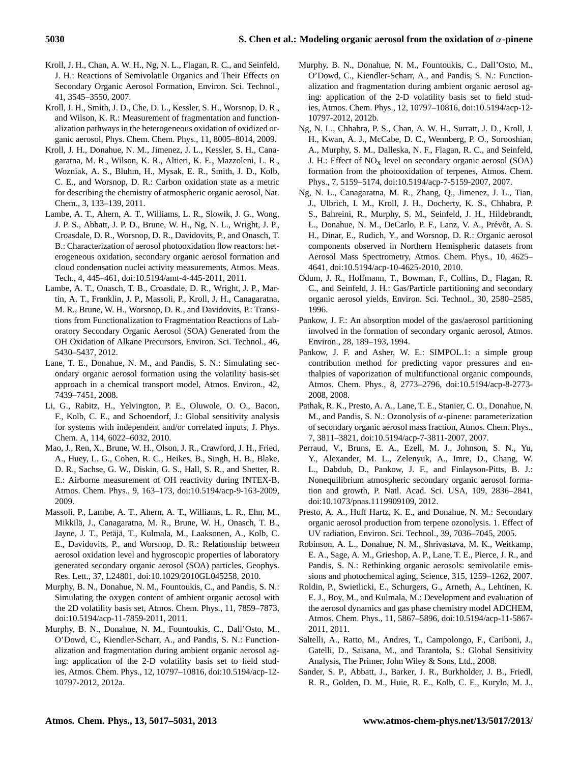Kroll, J. H., Chan, A. W. H., Ng, N. L., Flagan, R. C., and Seinfeld, J. H.: Reactions of Semivolatile Organics and Their Effects on Secondary Organic Aerosol Formation, Environ. Sci. Technol., 41, 3545–3550, 2007.

Kroll, J. H., Smith, J. D., Che, D. L., Kessler, S. H., Worsnop, D. R., and Wilson, K. R.: Measurement of fragmentation and functionalization pathways in the heterogeneous oxidation of oxidized organic aerosol, Phys. Chem. Chem. Phys., 11, 8005–8014, 2009.

Kroll, J. H., Donahue, N. M., Jimenez, J. L., Kessler, S. H., Canagaratna, M. R., Wilson, K. R., Altieri, K. E., Mazzoleni, L. R., Wozniak, A. S., Bluhm, H., Mysak, E. R., Smith, J. D., Kolb, C. E., and Worsnop, D. R.: Carbon oxidation state as a metric for describing the chemistry of atmospheric organic aerosol, Nat. Chem., 3, 133–139, 2011.

Lambe, A. T., Ahern, A. T., Williams, L. R., Slowik, J. G., Wong, J. P. S., Abbatt, J. P. D., Brune, W. H., Ng, N. L., Wright, J. P., Croasdale, D. R., Worsnop, D. R., Davidovits, P., and Onasch, T. B.: Characterization of aerosol photooxidation flow reactors: heterogeneous oxidation, secondary organic aerosol formation and cloud condensation nuclei activity measurements, Atmos. Meas. Tech., 4, 445–461, doi:10.5194/amt-4-445-2011, 2011.

Lambe, A. T., Onasch, T. B., Croasdale, D. R., Wright, J. P., Martin, A. T., Franklin, J. P., Massoli, P., Kroll, J. H., Canagaratna, M. R., Brune, W. H., Worsnop, D. R., and Davidovits, P.: Transitions from Functionalization to Fragmentation Reactions of Laboratory Secondary Organic Aerosol (SOA) Generated from the OH Oxidation of Alkane Precursors, Environ. Sci. Technol., 46, 5430–5437, 2012.

Lane, T. E., Donahue, N. M., and Pandis, S. N.: Simulating secondary organic aerosol formation using the volatility basis-set approach in a chemical transport model, Atmos. Environ., 42, 7439–7451, 2008.

Li, G., Rabitz, H., Yelvington, P. E., Oluwole, O. O., Bacon, F., Kolb, C. E., and Schoendorf, J.: Global sensitivity analysis for systems with independent and/or correlated inputs, J. Phys. Chem. A, 114, 6022–6032, 2010.

Mao, J., Ren, X., Brune, W. H., Olson, J. R., Crawford, J. H., Fried, A., Huey, L. G., Cohen, R. C., Heikes, B., Singh, H. B., Blake, D. R., Sachse, G. W., Diskin, G. S., Hall, S. R., and Shetter, R. E.: Airborne measurement of OH reactivity during INTEX-B, Atmos. Chem. Phys., 9, 163–173, doi:10.5194/acp-9-163-2009, 2009.

Massoli, P., Lambe, A. T., Ahern, A. T., Williams, L. R., Ehn, M., Mikkilä, J., Canagaratna, M. R., Brune, W. H., Onasch, T. B., Jayne, J. T., Petäjä, T., Kulmala, M., Laaksonen, A., Kolb, C. E., Davidovits, P., and Worsnop, D. R.: Relationship between aerosol oxidation level and hygroscopic properties of laboratory generated secondary organic aerosol (SOA) particles, Geophys. Res. Lett., 37, L24801, doi:10.1029/2010GL045258, 2010.

Murphy, B. N., Donahue, N. M., Fountoukis, C., and Pandis, S. N.: Simulating the oxygen content of ambient organic aerosol with the 2D volatility basis set, Atmos. Chem. Phys., 11, 7859–7873, doi:10.5194/acp-11-7859-2011, 2011.

Murphy, B. N., Donahue, N. M., Fountoukis, C., Dall'Osto, M., O'Dowd, C., Kiendler-Scharr, A., and Pandis, S. N.: Functionalization and fragmentation during ambient organic aerosol aging: application of the 2-D volatility basis set to field studies, Atmos. Chem. Phys., 12, 10797–10816, doi:10.5194/acp-12-10797-2012, 2012a.

Murphy, B. N., Donahue, N. M., Fountoukis, C., Dall'Osto, M., O'Dowd, C., Kiendler-Scharr, A., and Pandis, S. N.: Functionalization and fragmentation during ambient organic aerosol aging: application of the 2-D volatility basis set to field studies, Atmos. Chem. Phys., 12, 10797–10816, doi:10.5194/acp-12-10797-2012, 2012b.

Ng, N. L., Chhabra, P. S., Chan, A. W. H., Surratt, J. D., Kroll, J. H., Kwan, A. J., McCabe, D. C., Wennberg, P. O., Sorooshian, A., Murphy, S. M., Dalleska, N. F., Flagan, R. C., and Seinfeld, J. H.: Effect of $NO_x$ level on secondary organic aerosol (SOA) formation from the photooxidation of terpenes, Atmos. Chem. Phys., 7, 5159–5174, doi:10.5194/acp-7-5159-2007, 2007.

Ng, N. L., Canagaratna, M. R., Zhang, Q., Jimenez, J. L., Tian, J., Ulbrich, I. M., Kroll, J. H., Docherty, K. S., Chhabra, P. S., Bahreini, R., Murphy, S. M., Seinfeld, J. H., Hildebrandt, L., Donahue, N. M., DeCarlo, P. F., Lanz, V. A., Prévôt, A. S. H., Dinar, E., Rudich, Y., and Worsnop, D. R.: Organic aerosol components observed in Northern Hemispheric datasets from Aerosol Mass Spectrometry, Atmos. Chem. Phys., 10, 4625–4641, doi:10.5194/acp-10-4625-2010, 2010.

Odum, J. R., Hoffmann, T., Bowman, F., Collins, D., Flagan, R. C., and Seinfeld, J. H.: Gas/Particle partitioning and secondary organic aerosol yields, Environ. Sci. Technol., 30, 2580–2585, 1996.

Pankow, J. F.: An absorption model of the gas/aerosol partitioning involved in the formation of secondary organic aerosol, Atmos. Environ., 28, 189–193, 1994.

Pankow, J. F. and Asher, W. E.: SIMPOL.1: a simple group contribution method for predicting vapor pressures and enthalpies of vaporization of multifunctional organic compounds, Atmos. Chem. Phys., 8, 2773–2796, doi:10.5194/acp-8-2773-2008, 2008.

Pathak, R. K., Presto, A. A., Lane, T. E., Stanier, C. O., Donahue, N. M., and Pandis, S. N.: Ozonolysis of $\alpha$-pinene: parameterization of secondary organic aerosol mass fraction, Atmos. Chem. Phys., 7, 3811–3821, doi:10.5194/acp-7-3811-2007, 2007.

Perraud, V., Bruns, E. A., Ezell, M. J., Johnson, S. N., Yu, Y., Alexander, M. L., Zelenyuk, A., Imre, D., Chang, W. L., Dabdub, D., Pankow, J. F., and Finlayson-Pitts, B. J.: Nonequilibrium atmospheric secondary organic aerosol formation and growth, P. Natl. Acad. Sci. USA, 109, 2836–2841, doi:10.1073/pnas.1119909109, 2012.

Presto, A. A., Huff Hartz, K. E., and Donahue, N. M.: Secondary organic aerosol production from terpene ozonolysis. 1. Effect of UV radiation, Environ. Sci. Technol., 39, 7036–7045, 2005.

Robinson, A. L., Donahue, N. M., Shrivastava, M. K., Weitkamp, E. A., Sage, A. M., Grieshop, A. P., Lane, T. E., Pierce, J. R., and Pandis, S. N.: Rethinking organic aerosols: semivolatile emissions and photochemical aging, Science, 315, 1259–1262, 2007.

Roldin, P., Swietlicki, E., Schurgers, G., Arneth, A., Lehtinen, K. E. J., Boy, M., and Kulmala, M.: Development and evaluation of the aerosol dynamics and gas phase chemistry model ADCHEM, Atmos. Chem. Phys., 11, 5867–5896, doi:10.5194/acp-11-5867-2011, 2011.

Saltelli, A., Ratto, M., Andres, T., Campolongo, F., Cariboni, J., Gatelli, D., Saisana, M., and Tarantola, S.: Global Sensitivity Analysis, The Primer, John Wiley & Sons, Ltd., 2008.

Sander, S. P., Abbatt, J., Barker, J. R., Burkholder, J. B., Friedl, R. R., Golden, D. M., Huie, R. E., Kolb, C. E., Kurylo, M. J.,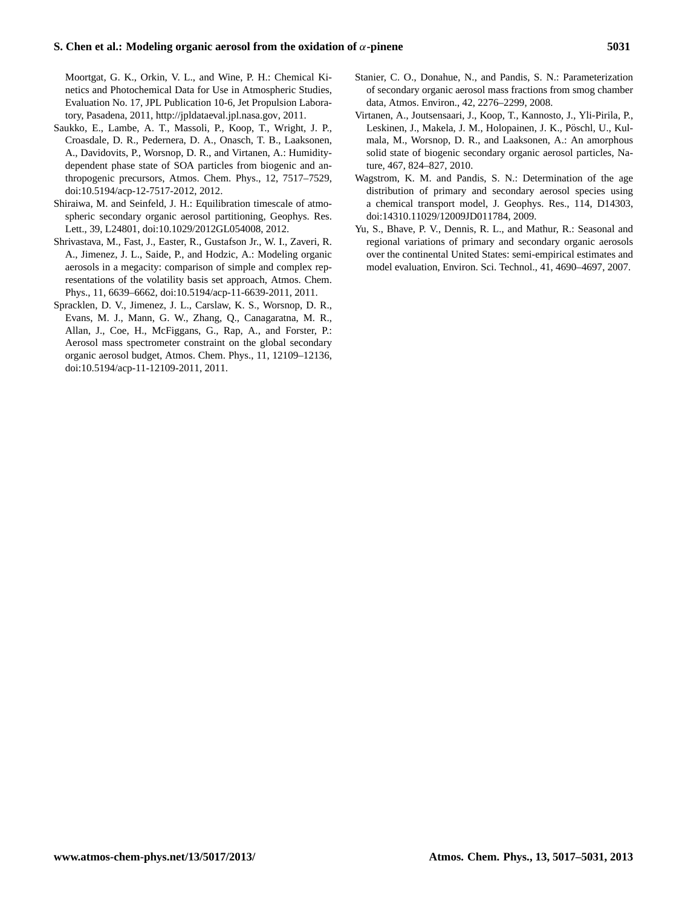Moortgat, G. K., Orkin, V. L., and Wine, P. H.: Chemical Kinetics and Photochemical Data for Use in Atmospheric Studies, Evaluation No. 17, JPL Publication 10-6, Jet Propulsion Laboratory, Pasadena, 2011, http://jpldataeval.jpl.nasa.gov, 2011.

Saukko, E., Lambe, A. T., Massoli, P., Koop, T., Wright, J. P., Croasdale, D. R., Pedernera, D. A., Onasch, T. B., Laaksonen, A., Davidovits, P., Worsnop, D. R., and Virtanen, A.: Humidity-dependent phase state of SOA particles from biogenic and anthropogenic precursors, Atmos. Chem. Phys., 12, 7517–7529, doi:10.5194/acp-12-7517-2012, 2012.

Shiraiwa, M. and Seinfeld, J. H.: Equilibration timescale of atmospheric secondary organic aerosol partitioning, Geophys. Res. Lett., 39, L24801, doi:10.1029/2012GL054008, 2012.

Shrivastava, M., Fast, J., Easter, R., Gustafson Jr., W. I., Zaveri, R. A., Jimenez, J. L., Saide, P., and Hodzic, A.: Modeling organic aerosols in a megacity: comparison of simple and complex representations of the volatility basis set approach, Atmos. Chem. Phys., 11, 6639–6662, doi:10.5194/acp-11-6639-2011, 2011.

Spracklen, D. V., Jimenez, J. L., Carslaw, K. S., Worsnop, D. R., Evans, M. J., Mann, G. W., Zhang, Q., Canagaratna, M. R., Allan, J., Coe, H., McFiggans, G., Rap, A., and Forster, P.: Aerosol mass spectrometer constraint on the global secondary organic aerosol budget, Atmos. Chem. Phys., 11, 12109–12136, doi:10.5194/acp-11-12109-2011, 2011.

Stanier, C. O., Donahue, N., and Pandis, S. N.: Parameterization of secondary organic aerosol mass fractions from smog chamber data, Atmos. Environ., 42, 2276–2299, 2008.

Virtanen, A., Joutsensaari, J., Koop, T., Kannosto, J., Yli-Pirila, P., Leskinen, J., Makela, J. M., Holopainen, J. K., Pöschl, U., Kulmala, M., Worsnop, D. R., and Laaksonen, A.: An amorphous solid state of biogenic secondary organic aerosol particles, Nature, 467, 824–827, 2010.

Wagstrom, K. M. and Pandis, S. N.: Determination of the age distribution of primary and secondary aerosol species using a chemical transport model, J. Geophys. Res., 114, D14303, doi:14310.11029/12009JD011784, 2009.

Yu, S., Bhave, P. V., Dennis, R. L., and Mathur, R.: Seasonal and regional variations of primary and secondary organic aerosols over the continental United States: semi-empirical estimates and model evaluation, Environ. Sci. Technol., 41, 4690–4697, 2007.